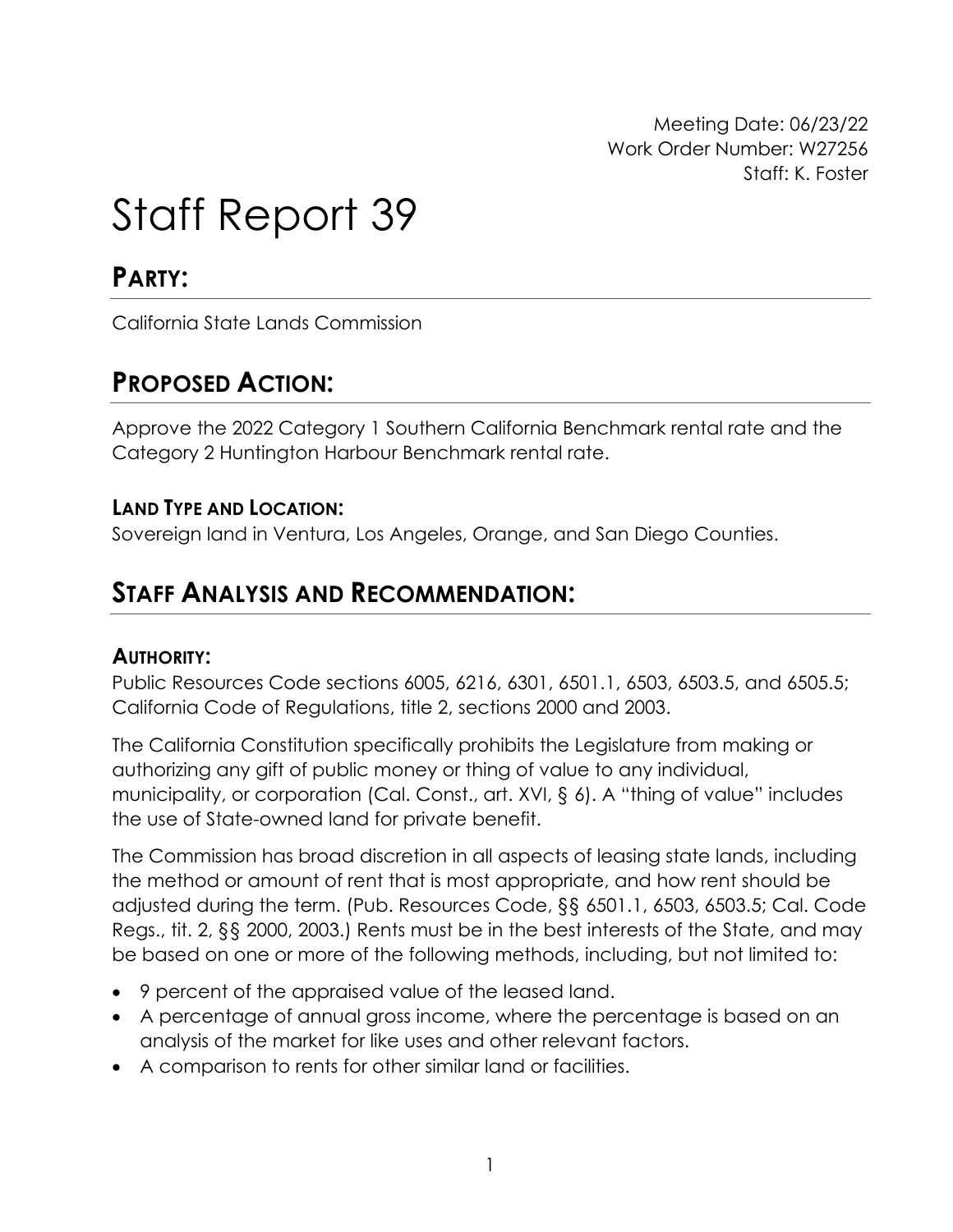Meeting Date: 06/23/22
Work Order Number: W27256
Staff: K. Foster

# Staff Report 39

## PARTY:

California State Lands Commission

## PROPOSED ACTION:

Approve the 2022 Category 1 Southern California Benchmark rental rate and the Category 2 Huntington Harbour Benchmark rental rate.

### LAND TYPE AND LOCATION:

Sovereign land in Ventura, Los Angeles, Orange, and San Diego Counties.

## STAFF ANALYSIS AND RECOMMENDATION:

### AUTHORITY:

Public Resources Code sections 6005, 6216, 6301, 6501.1, 6503, 6503.5, and 6505.5; California Code of Regulations, title 2, sections 2000 and 2003.

The California Constitution specifically prohibits the Legislature from making or authorizing any gift of public money or thing of value to any individual, municipality, or corporation (Cal. Const., art. XVI, § 6). A "thing of value" includes the use of State-owned land for private benefit.

The Commission has broad discretion in all aspects of leasing state lands, including the method or amount of rent that is most appropriate, and how rent should be adjusted during the term. (Pub. Resources Code, §§ 6501.1, 6503, 6503.5; Cal. Code Regs., tit. 2, §§ 2000, 2003.) Rents must be in the best interests of the State, and may be based on one or more of the following methods, including, but not limited to:

- 9 percent of the appraised value of the leased land.
- A percentage of annual gross income, where the percentage is based on an analysis of the market for like uses and other relevant factors.
- A comparison to rents for other similar land or facilities.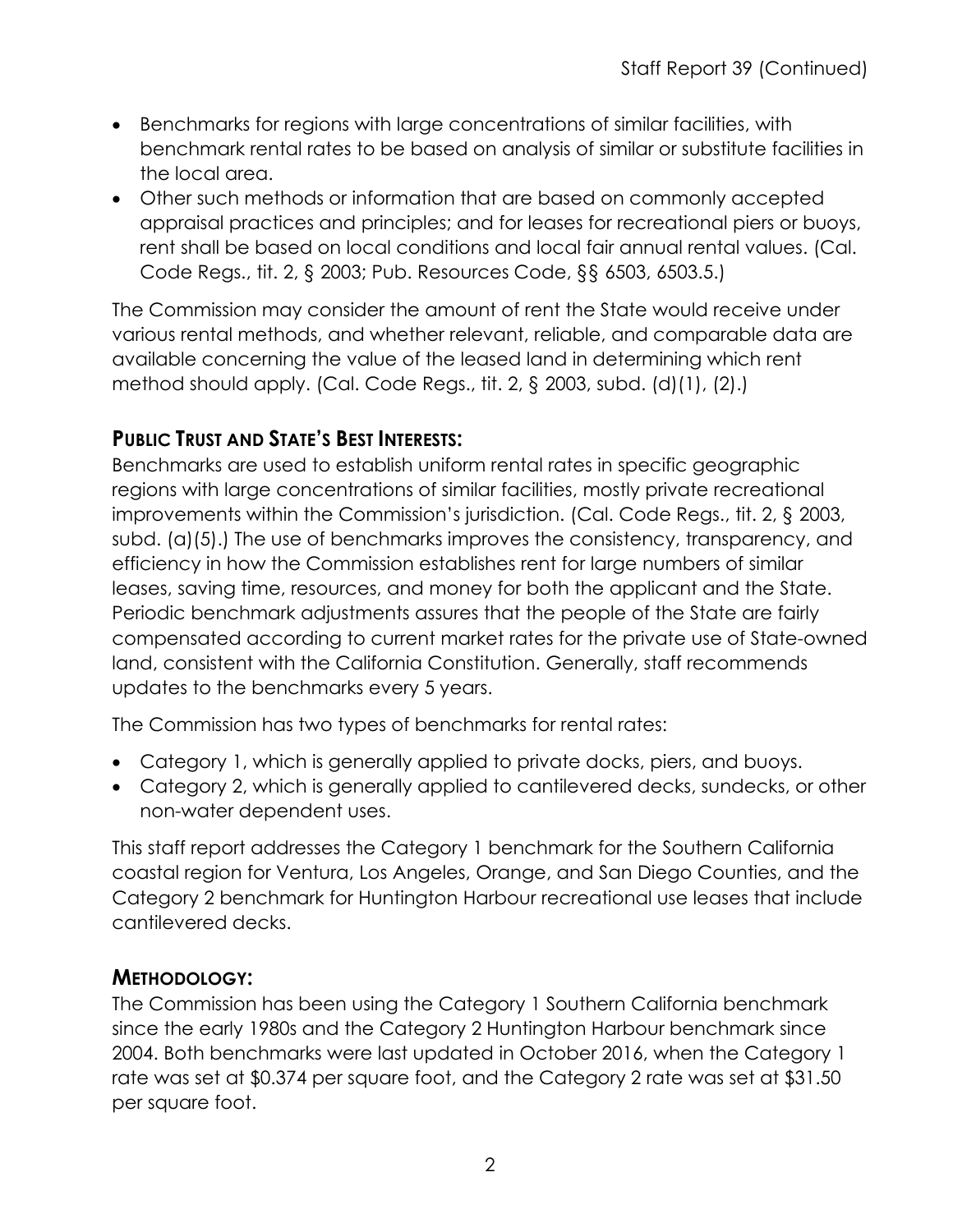- Benchmarks for regions with large concentrations of similar facilities, with benchmark rental rates to be based on analysis of similar or substitute facilities in the local area.
- Other such methods or information that are based on commonly accepted appraisal practices and principles; and for leases for recreational piers or buoys, rent shall be based on local conditions and local fair annual rental values. (Cal. Code Regs., tit. 2, § 2003; Pub. Resources Code, §§ 6503, 6503.5.)

The Commission may consider the amount of rent the State would receive under various rental methods, and whether relevant, reliable, and comparable data are available concerning the value of the leased land in determining which rent method should apply. (Cal. Code Regs., tit. 2, § 2003, subd. (d)(1), (2).)

## PUBLIC TRUST AND STATE'S BEST INTERESTS:

Benchmarks are used to establish uniform rental rates in specific geographic regions with large concentrations of similar facilities, mostly private recreational improvements within the Commission's jurisdiction. (Cal. Code Regs., tit. 2, § 2003, subd. (a)(5).) The use of benchmarks improves the consistency, transparency, and efficiency in how the Commission establishes rent for large numbers of similar leases, saving time, resources, and money for both the applicant and the State. Periodic benchmark adjustments assures that the people of the State are fairly compensated according to current market rates for the private use of State-owned land, consistent with the California Constitution. Generally, staff recommends updates to the benchmarks every 5 years.

The Commission has two types of benchmarks for rental rates:

- Category 1, which is generally applied to private docks, piers, and buoys.
- Category 2, which is generally applied to cantilevered decks, sundecks, or other non-water dependent uses.

This staff report addresses the Category 1 benchmark for the Southern California coastal region for Ventura, Los Angeles, Orange, and San Diego Counties, and the Category 2 benchmark for Huntington Harbour recreational use leases that include cantilevered decks.

## METHODOLOGY:

The Commission has been using the Category 1 Southern California benchmark since the early 1980s and the Category 2 Huntington Harbour benchmark since 2004. Both benchmarks were last updated in October 2016, when the Category 1 rate was set at $0.374 per square foot, and the Category 2 rate was set at $31.50 per square foot.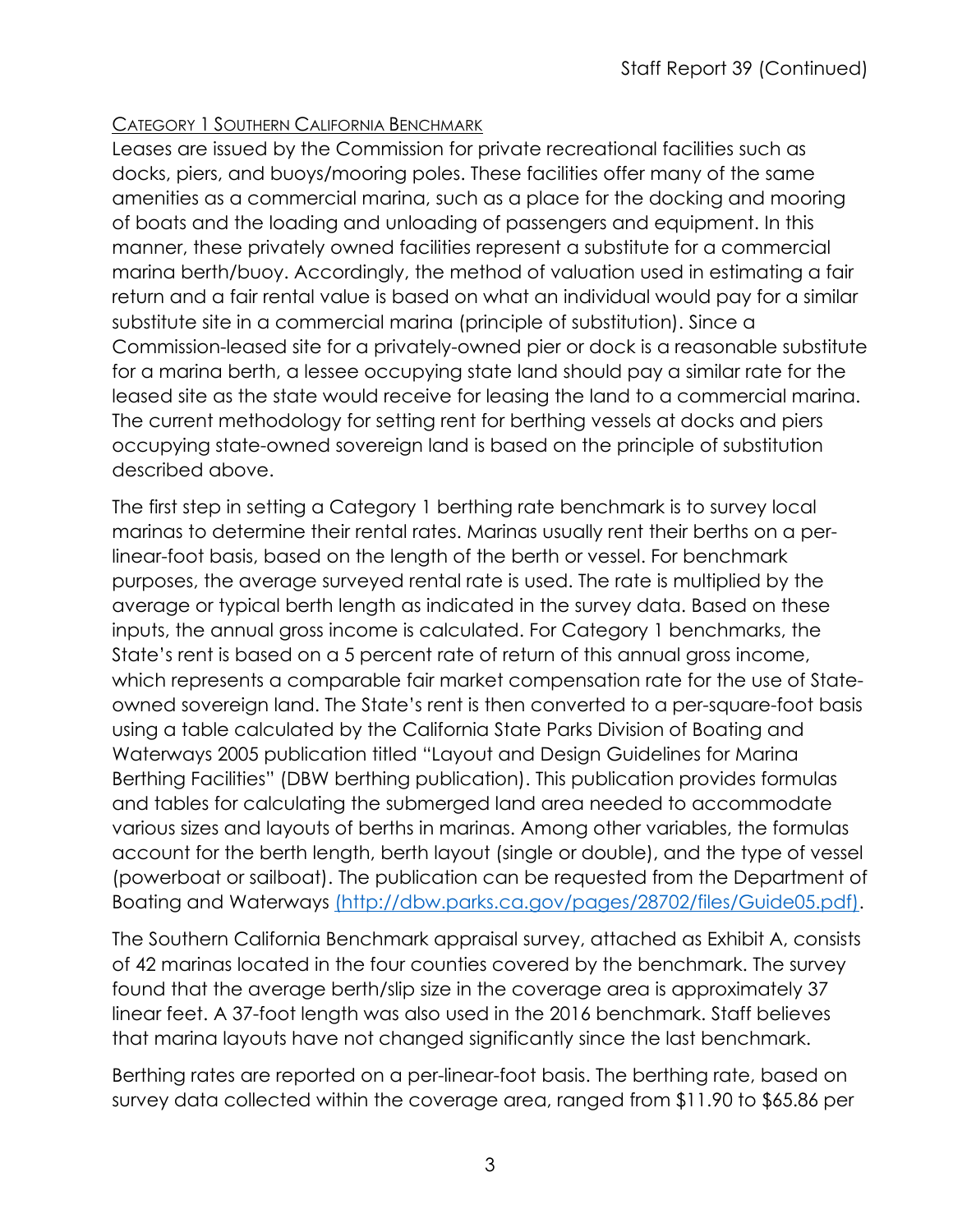### CATEGORY 1 SOUTHERN CALIFORNIA BENCHMARK

Leases are issued by the Commission for private recreational facilities such as docks, piers, and buoys/mooring poles. These facilities offer many of the same amenities as a commercial marina, such as a place for the docking and mooring of boats and the loading and unloading of passengers and equipment. In this manner, these privately owned facilities represent a substitute for a commercial marina berth/buoy. Accordingly, the method of valuation used in estimating a fair return and a fair rental value is based on what an individual would pay for a similar substitute site in a commercial marina (principle of substitution). Since a Commission-leased site for a privately-owned pier or dock is a reasonable substitute for a marina berth, a lessee occupying state land should pay a similar rate for the leased site as the state would receive for leasing the land to a commercial marina. The current methodology for setting rent for berthing vessels at docks and piers occupying state-owned sovereign land is based on the principle of substitution described above.

The first step in setting a Category 1 berthing rate benchmark is to survey local marinas to determine their rental rates. Marinas usually rent their berths on a per-linear-foot basis, based on the length of the berth or vessel. For benchmark purposes, the average surveyed rental rate is used. The rate is multiplied by the average or typical berth length as indicated in the survey data. Based on these inputs, the annual gross income is calculated. For Category 1 benchmarks, the State's rent is based on a 5 percent rate of return of this annual gross income, which represents a comparable fair market compensation rate for the use of State-owned sovereign land. The State's rent is then converted to a per-square-foot basis using a table calculated by the California State Parks Division of Boating and Waterways 2005 publication titled "Layout and Design Guidelines for Marina Berthing Facilities" (DBW berthing publication). This publication provides formulas and tables for calculating the submerged land area needed to accommodate various sizes and layouts of berths in marinas. Among other variables, the formulas account for the berth length, berth layout (single or double), and the type of vessel (powerboat or sailboat). The publication can be requested from the Department of Boating and Waterways (http://dbw.parks.ca.gov/pages/28702/files/Guide05.pdf).

The Southern California Benchmark appraisal survey, attached as Exhibit A, consists of 42 marinas located in the four counties covered by the benchmark. The survey found that the average berth/slip size in the coverage area is approximately 37 linear feet. A 37-foot length was also used in the 2016 benchmark. Staff believes that marina layouts have not changed significantly since the last benchmark.

Berthing rates are reported on a per-linear-foot basis. The berthing rate, based on survey data collected within the coverage area, ranged from $11.90 to $65.86 per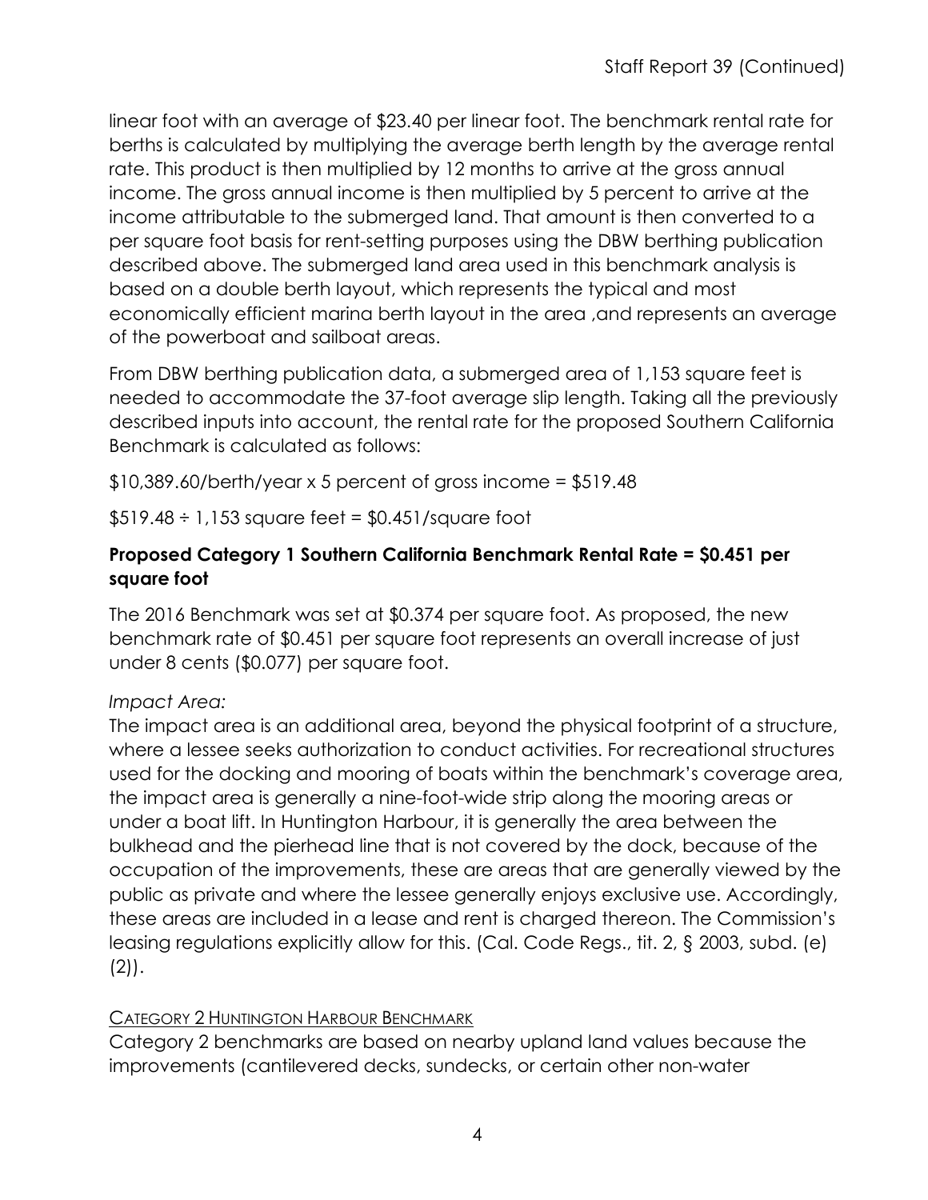linear foot with an average of $23.40 per linear foot. The benchmark rental rate for berths is calculated by multiplying the average berth length by the average rental rate. This product is then multiplied by 12 months to arrive at the gross annual income. The gross annual income is then multiplied by 5 percent to arrive at the income attributable to the submerged land. That amount is then converted to a per square foot basis for rent-setting purposes using the DBW berthing publication described above. The submerged land area used in this benchmark analysis is based on a double berth layout, which represents the typical and most economically efficient marina berth layout in the area ,and represents an average of the powerboat and sailboat areas.

From DBW berthing publication data, a submerged area of 1,153 square feet is needed to accommodate the 37-foot average slip length. Taking all the previously described inputs into account, the rental rate for the proposed Southern California Benchmark is calculated as follows:

$10,389.60/berth/year x 5 percent of gross income = $519.48

$519.48 ÷ 1,153 square feet = $0.451/square foot

**Proposed Category 1 Southern California Benchmark Rental Rate = $0.451 per square foot**

The 2016 Benchmark was set at $0.374 per square foot. As proposed, the new benchmark rate of $0.451 per square foot represents an overall increase of just under 8 cents ($0.077) per square foot.

*Impact Area:*

The impact area is an additional area, beyond the physical footprint of a structure, where a lessee seeks authorization to conduct activities. For recreational structures used for the docking and mooring of boats within the benchmark's coverage area, the impact area is generally a nine-foot-wide strip along the mooring areas or under a boat lift. In Huntington Harbour, it is generally the area between the bulkhead and the pierhead line that is not covered by the dock, because of the occupation of the improvements, these are areas that are generally viewed by the public as private and where the lessee generally enjoys exclusive use. Accordingly, these areas are included in a lease and rent is charged thereon. The Commission's leasing regulations explicitly allow for this. (Cal. Code Regs., tit. 2, § 2003, subd. (e)(2)).

<u>CATEGORY 2 HUNTINGTON HARBOUR BENCHMARK</u>

Category 2 benchmarks are based on nearby upland land values because the improvements (cantilevered decks, sundecks, or certain other non-water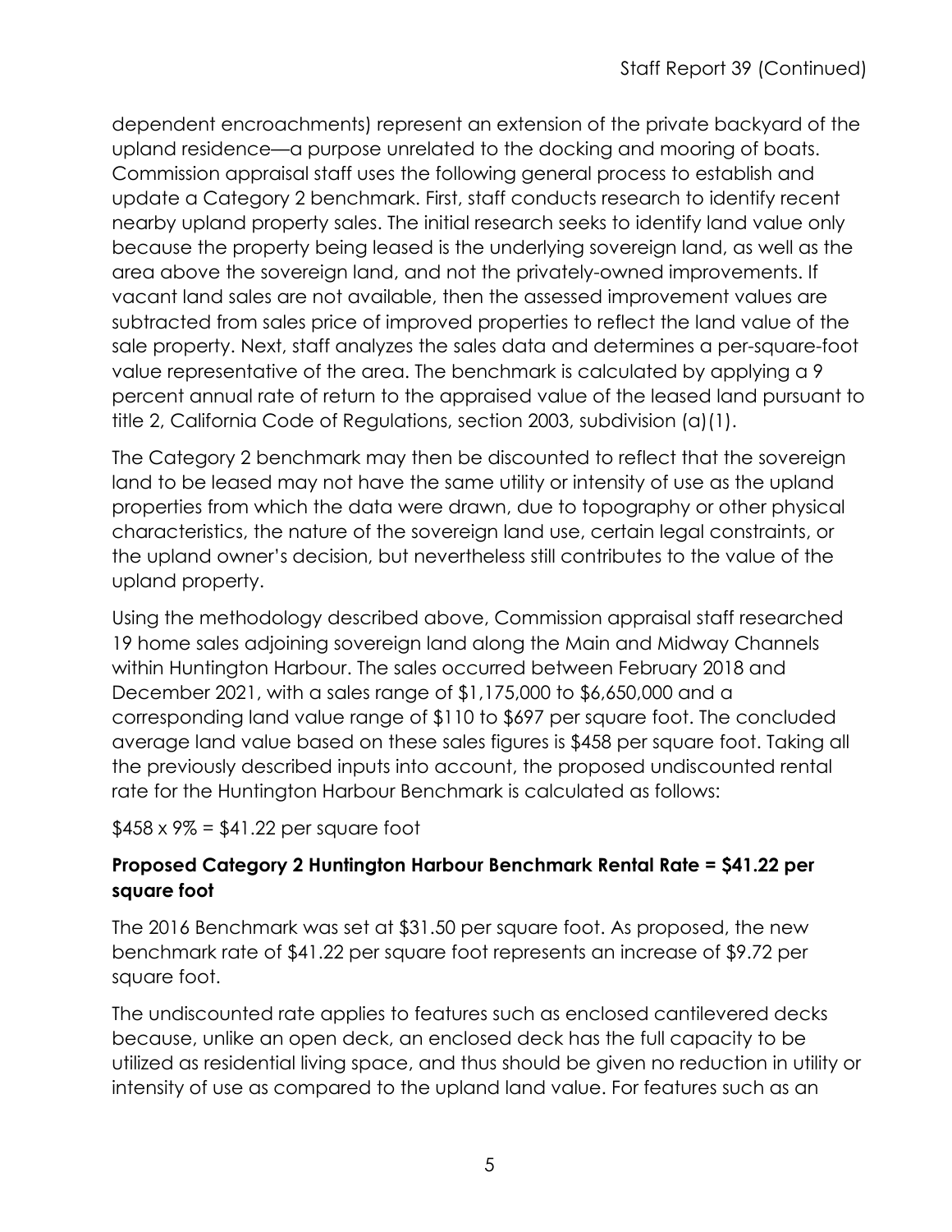dependent encroachments) represent an extension of the private backyard of the upland residence—a purpose unrelated to the docking and mooring of boats. Commission appraisal staff uses the following general process to establish and update a Category 2 benchmark. First, staff conducts research to identify recent nearby upland property sales. The initial research seeks to identify land value only because the property being leased is the underlying sovereign land, as well as the area above the sovereign land, and not the privately-owned improvements. If vacant land sales are not available, then the assessed improvement values are subtracted from sales price of improved properties to reflect the land value of the sale property. Next, staff analyzes the sales data and determines a per-square-foot value representative of the area. The benchmark is calculated by applying a 9 percent annual rate of return to the appraised value of the leased land pursuant to title 2, California Code of Regulations, section 2003, subdivision (a)(1).

The Category 2 benchmark may then be discounted to reflect that the sovereign land to be leased may not have the same utility or intensity of use as the upland properties from which the data were drawn, due to topography or other physical characteristics, the nature of the sovereign land use, certain legal constraints, or the upland owner's decision, but nevertheless still contributes to the value of the upland property.

Using the methodology described above, Commission appraisal staff researched 19 home sales adjoining sovereign land along the Main and Midway Channels within Huntington Harbour. The sales occurred between February 2018 and December 2021, with a sales range of $1,175,000 to $6,650,000 and a corresponding land value range of $110 to $697 per square foot. The concluded average land value based on these sales figures is $458 per square foot. Taking all the previously described inputs into account, the proposed undiscounted rental rate for the Huntington Harbour Benchmark is calculated as follows:

$458 x 9% = $41.22 per square foot

**Proposed Category 2 Huntington Harbour Benchmark Rental Rate = $41.22 per square foot**

The 2016 Benchmark was set at $31.50 per square foot. As proposed, the new benchmark rate of $41.22 per square foot represents an increase of $9.72 per square foot.

The undiscounted rate applies to features such as enclosed cantilevered decks because, unlike an open deck, an enclosed deck has the full capacity to be utilized as residential living space, and thus should be given no reduction in utility or intensity of use as compared to the upland land value. For features such as an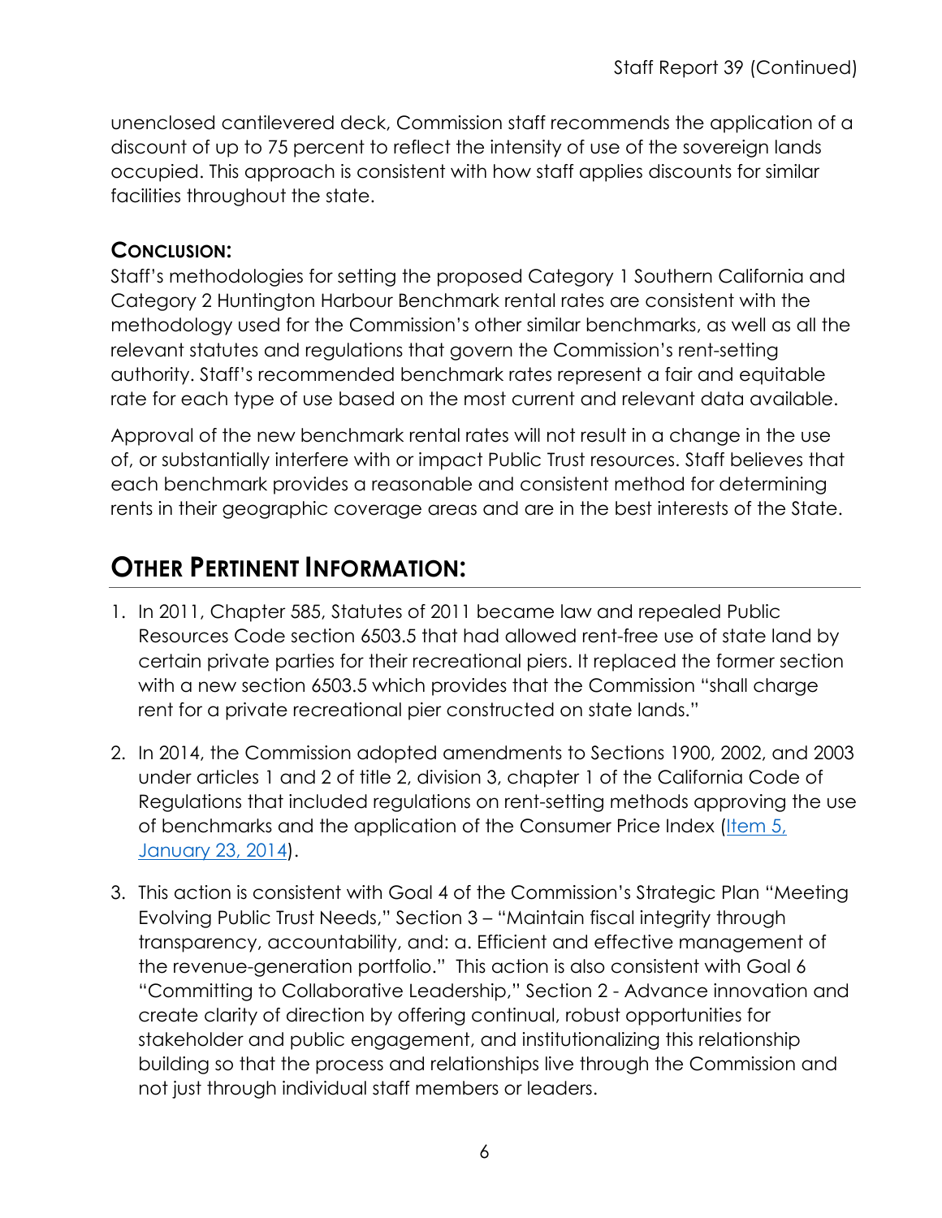unenclosed cantilevered deck, Commission staff recommends the application of a discount of up to 75 percent to reflect the intensity of use of the sovereign lands occupied. This approach is consistent with how staff applies discounts for similar facilities throughout the state.

### CONCLUSION:

Staff's methodologies for setting the proposed Category 1 Southern California and Category 2 Huntington Harbour Benchmark rental rates are consistent with the methodology used for the Commission's other similar benchmarks, as well as all the relevant statutes and regulations that govern the Commission's rent-setting authority. Staff's recommended benchmark rates represent a fair and equitable rate for each type of use based on the most current and relevant data available.

Approval of the new benchmark rental rates will not result in a change in the use of, or substantially interfere with or impact Public Trust resources. Staff believes that each benchmark provides a reasonable and consistent method for determining rents in their geographic coverage areas and are in the best interests of the State.

## OTHER PERTINENT INFORMATION:

1. In 2011, Chapter 585, Statutes of 2011 became law and repealed Public Resources Code section 6503.5 that had allowed rent-free use of state land by certain private parties for their recreational piers. It replaced the former section with a new section 6503.5 which provides that the Commission "shall charge rent for a private recreational pier constructed on state lands."
2. In 2014, the Commission adopted amendments to Sections 1900, 2002, and 2003 under articles 1 and 2 of title 2, division 3, chapter 1 of the California Code of Regulations that included regulations on rent-setting methods approving the use of benchmarks and the application of the Consumer Price Index (Item 5, January 23, 2014).
3. This action is consistent with Goal 4 of the Commission's Strategic Plan "Meeting Evolving Public Trust Needs," Section 3 – "Maintain fiscal integrity through transparency, accountability, and: a. Efficient and effective management of the revenue-generation portfolio." This action is also consistent with Goal 6 "Committing to Collaborative Leadership," Section 2 - Advance innovation and create clarity of direction by offering continual, robust opportunities for stakeholder and public engagement, and institutionalizing this relationship building so that the process and relationships live through the Commission and not just through individual staff members or leaders.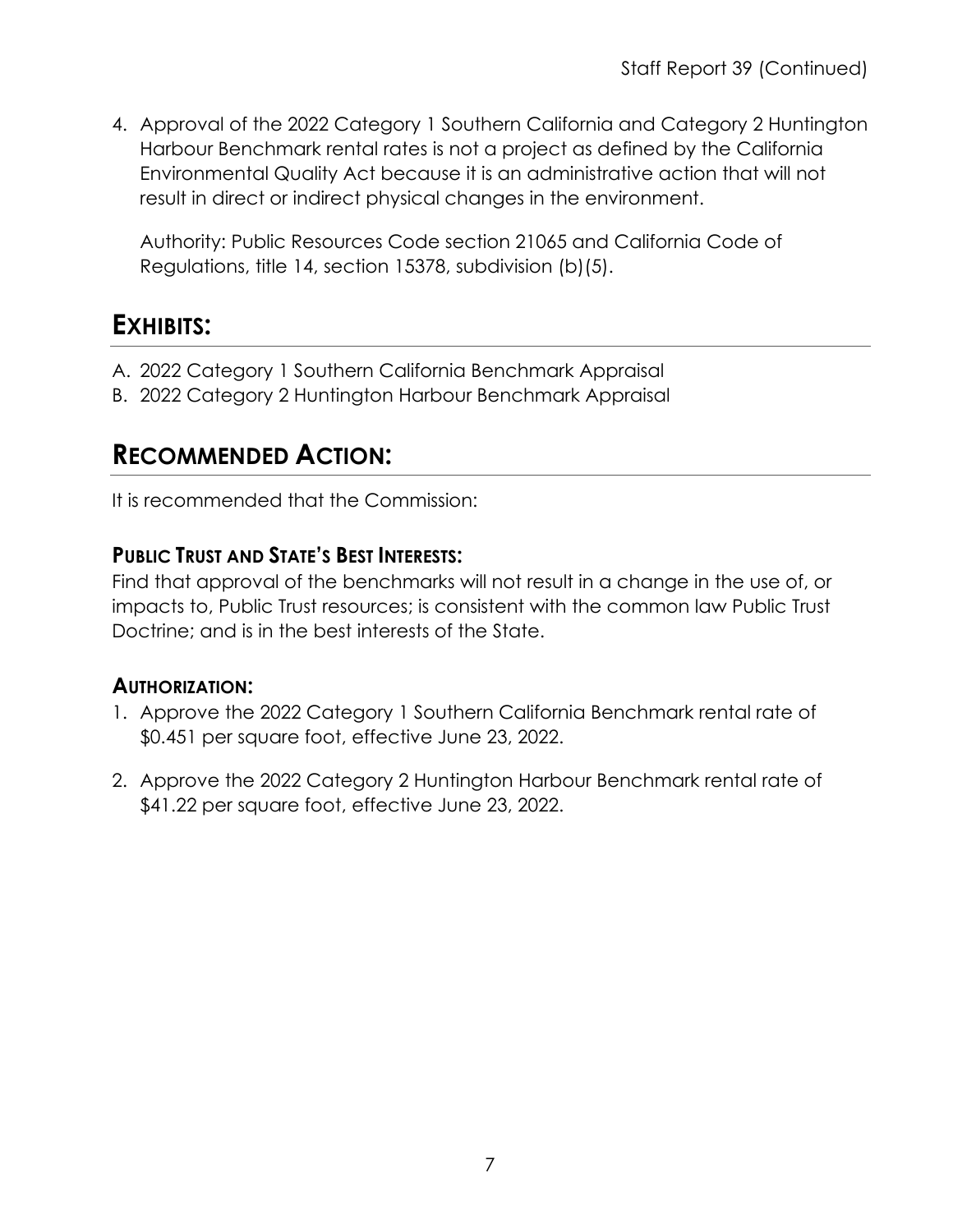4. Approval of the 2022 Category 1 Southern California and Category 2 Huntington Harbour Benchmark rental rates is not a project as defined by the California Environmental Quality Act because it is an administrative action that will not result in direct or indirect physical changes in the environment.

   Authority: Public Resources Code section 21065 and California Code of Regulations, title 14, section 15378, subdivision (b)(5).

## EXHIBITS:

A. 2022 Category 1 Southern California Benchmark Appraisal
B. 2022 Category 2 Huntington Harbour Benchmark Appraisal

## RECOMMENDED ACTION:

It is recommended that the Commission:

### PUBLIC TRUST AND STATE'S BEST INTERESTS:

Find that approval of the benchmarks will not result in a change in the use of, or impacts to, Public Trust resources; is consistent with the common law Public Trust Doctrine; and is in the best interests of the State.

### AUTHORIZATION:

1. Approve the 2022 Category 1 Southern California Benchmark rental rate of $0.451 per square foot, effective June 23, 2022.

2. Approve the 2022 Category 2 Huntington Harbour Benchmark rental rate of $41.22 per square foot, effective June 23, 2022.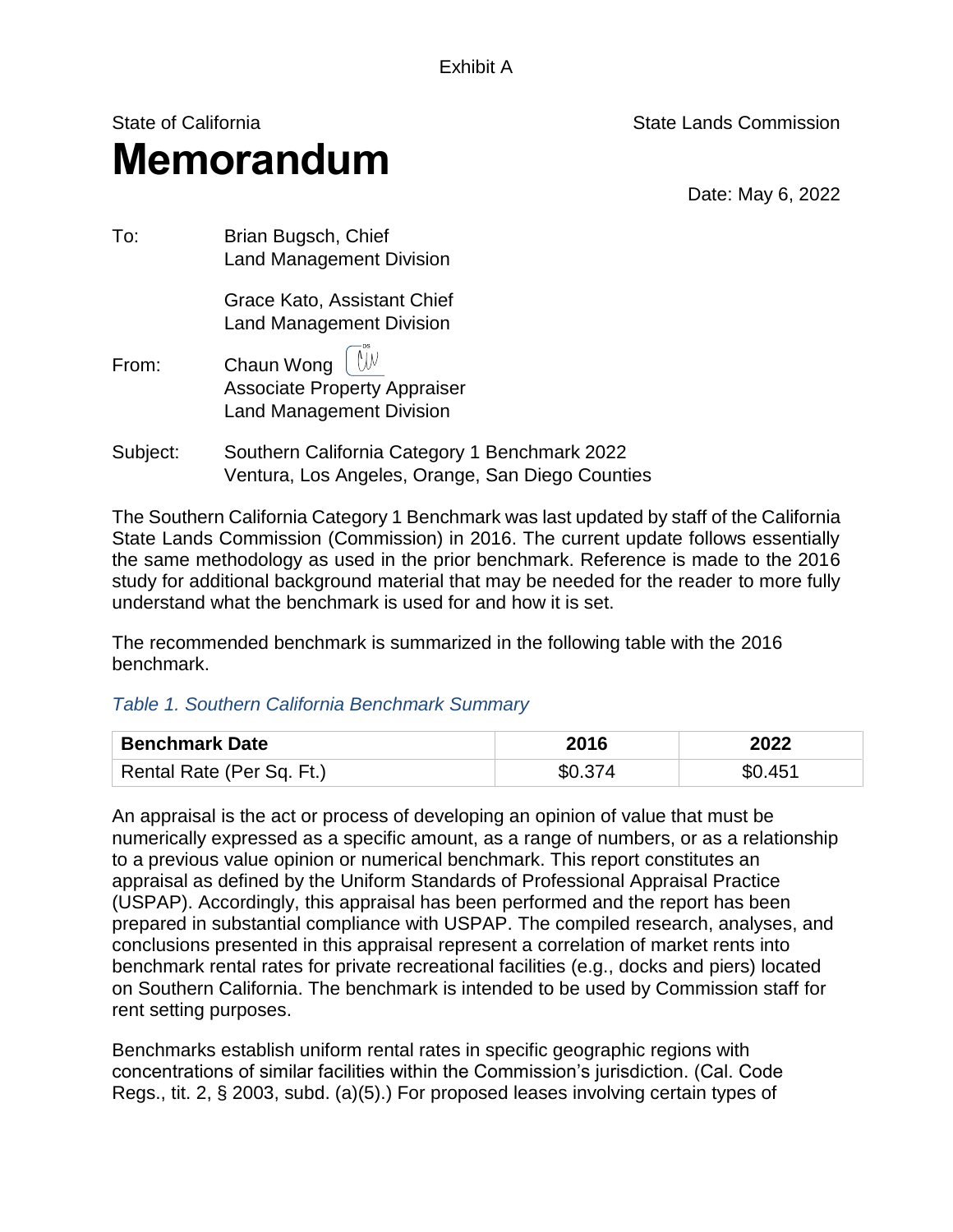Exhibit A

State of California

State Lands Commission

# Memorandum

Date: May 6, 2022

To: Brian Bugsch, Chief
Land Management Division

Grace Kato, Assistant Chief
Land Management Division

From: Chaun Wong
Associate Property Appraiser
Land Management Division

Subject: Southern California Category 1 Benchmark 2022
Ventura, Los Angeles, Orange, San Diego Counties

The Southern California Category 1 Benchmark was last updated by staff of the California State Lands Commission (Commission) in 2016. The current update follows essentially the same methodology as used in the prior benchmark. Reference is made to the 2016 study for additional background material that may be needed for the reader to more fully understand what the benchmark is used for and how it is set.

The recommended benchmark is summarized in the following table with the 2016 benchmark.

*Table 1. Southern California Benchmark Summary*

| Benchmark Date | 2016 | 2022 |
|---|---|---|
| Rental Rate (Per Sq. Ft.) | $0.374 | $0.451 |

An appraisal is the act or process of developing an opinion of value that must be numerically expressed as a specific amount, as a range of numbers, or as a relationship to a previous value opinion or numerical benchmark. This report constitutes an appraisal as defined by the Uniform Standards of Professional Appraisal Practice (USPAP). Accordingly, this appraisal has been performed and the report has been prepared in substantial compliance with USPAP. The compiled research, analyses, and conclusions presented in this appraisal represent a correlation of market rents into benchmark rental rates for private recreational facilities (e.g., docks and piers) located on Southern California. The benchmark is intended to be used by Commission staff for rent setting purposes.

Benchmarks establish uniform rental rates in specific geographic regions with concentrations of similar facilities within the Commission's jurisdiction. (Cal. Code Regs., tit. 2, § 2003, subd. (a)(5).) For proposed leases involving certain types of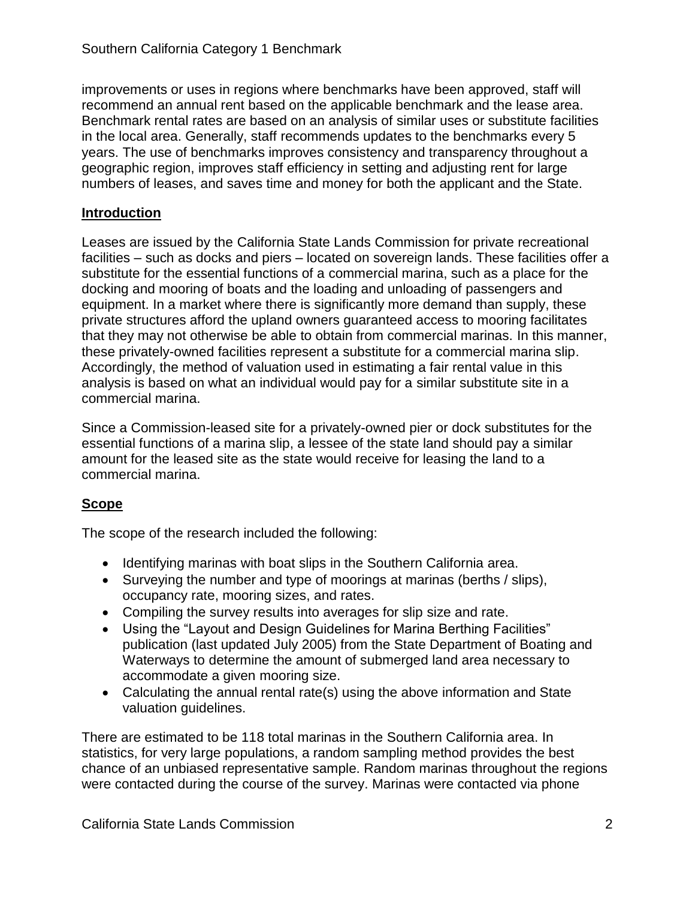improvements or uses in regions where benchmarks have been approved, staff will recommend an annual rent based on the applicable benchmark and the lease area. Benchmark rental rates are based on an analysis of similar uses or substitute facilities in the local area. Generally, staff recommends updates to the benchmarks every 5 years. The use of benchmarks improves consistency and transparency throughout a geographic region, improves staff efficiency in setting and adjusting rent for large numbers of leases, and saves time and money for both the applicant and the State.

## Introduction

Leases are issued by the California State Lands Commission for private recreational facilities – such as docks and piers – located on sovereign lands. These facilities offer a substitute for the essential functions of a commercial marina, such as a place for the docking and mooring of boats and the loading and unloading of passengers and equipment. In a market where there is significantly more demand than supply, these private structures afford the upland owners guaranteed access to mooring facilitates that they may not otherwise be able to obtain from commercial marinas. In this manner, these privately-owned facilities represent a substitute for a commercial marina slip. Accordingly, the method of valuation used in estimating a fair rental value in this analysis is based on what an individual would pay for a similar substitute site in a commercial marina.

Since a Commission-leased site for a privately-owned pier or dock substitutes for the essential functions of a marina slip, a lessee of the state land should pay a similar amount for the leased site as the state would receive for leasing the land to a commercial marina.

## Scope

The scope of the research included the following:

- Identifying marinas with boat slips in the Southern California area.
- Surveying the number and type of moorings at marinas (berths / slips), occupancy rate, mooring sizes, and rates.
- Compiling the survey results into averages for slip size and rate.
- Using the "Layout and Design Guidelines for Marina Berthing Facilities" publication (last updated July 2005) from the State Department of Boating and Waterways to determine the amount of submerged land area necessary to accommodate a given mooring size.
- Calculating the annual rental rate(s) using the above information and State valuation guidelines.

There are estimated to be 118 total marinas in the Southern California area. In statistics, for very large populations, a random sampling method provides the best chance of an unbiased representative sample. Random marinas throughout the regions were contacted during the course of the survey. Marinas were contacted via phone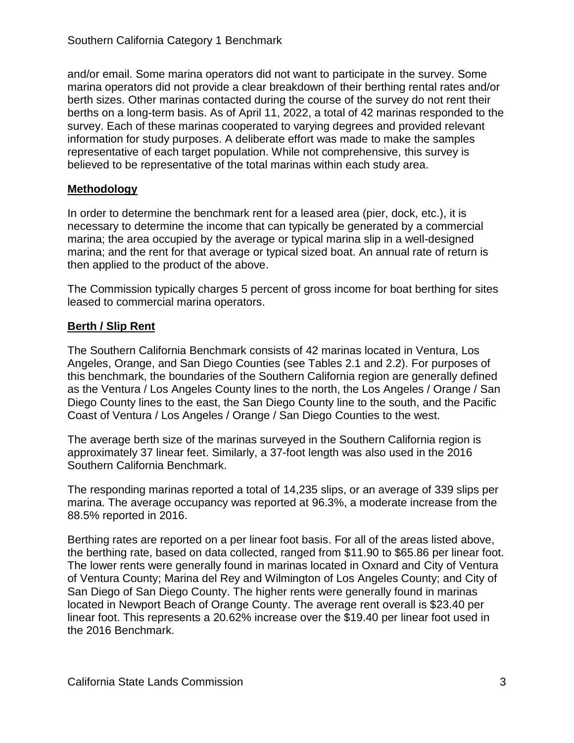and/or email. Some marina operators did not want to participate in the survey. Some marina operators did not provide a clear breakdown of their berthing rental rates and/or berth sizes. Other marinas contacted during the course of the survey do not rent their berths on a long-term basis. As of April 11, 2022, a total of 42 marinas responded to the survey. Each of these marinas cooperated to varying degrees and provided relevant information for study purposes. A deliberate effort was made to make the samples representative of each target population. While not comprehensive, this survey is believed to be representative of the total marinas within each study area.

## Methodology

In order to determine the benchmark rent for a leased area (pier, dock, etc.), it is necessary to determine the income that can typically be generated by a commercial marina; the area occupied by the average or typical marina slip in a well-designed marina; and the rent for that average or typical sized boat. An annual rate of return is then applied to the product of the above.

The Commission typically charges 5 percent of gross income for boat berthing for sites leased to commercial marina operators.

## Berth / Slip Rent

The Southern California Benchmark consists of 42 marinas located in Ventura, Los Angeles, Orange, and San Diego Counties (see Tables 2.1 and 2.2). For purposes of this benchmark, the boundaries of the Southern California region are generally defined as the Ventura / Los Angeles County lines to the north, the Los Angeles / Orange / San Diego County lines to the east, the San Diego County line to the south, and the Pacific Coast of Ventura / Los Angeles / Orange / San Diego Counties to the west.

The average berth size of the marinas surveyed in the Southern California region is approximately 37 linear feet. Similarly, a 37-foot length was also used in the 2016 Southern California Benchmark.

The responding marinas reported a total of 14,235 slips, or an average of 339 slips per marina. The average occupancy was reported at 96.3%, a moderate increase from the 88.5% reported in 2016.

Berthing rates are reported on a per linear foot basis. For all of the areas listed above, the berthing rate, based on data collected, ranged from $11.90 to $65.86 per linear foot. The lower rents were generally found in marinas located in Oxnard and City of Ventura of Ventura County; Marina del Rey and Wilmington of Los Angeles County; and City of San Diego of San Diego County. The higher rents were generally found in marinas located in Newport Beach of Orange County. The average rent overall is $23.40 per linear foot. This represents a 20.62% increase over the $19.40 per linear foot used in the 2016 Benchmark.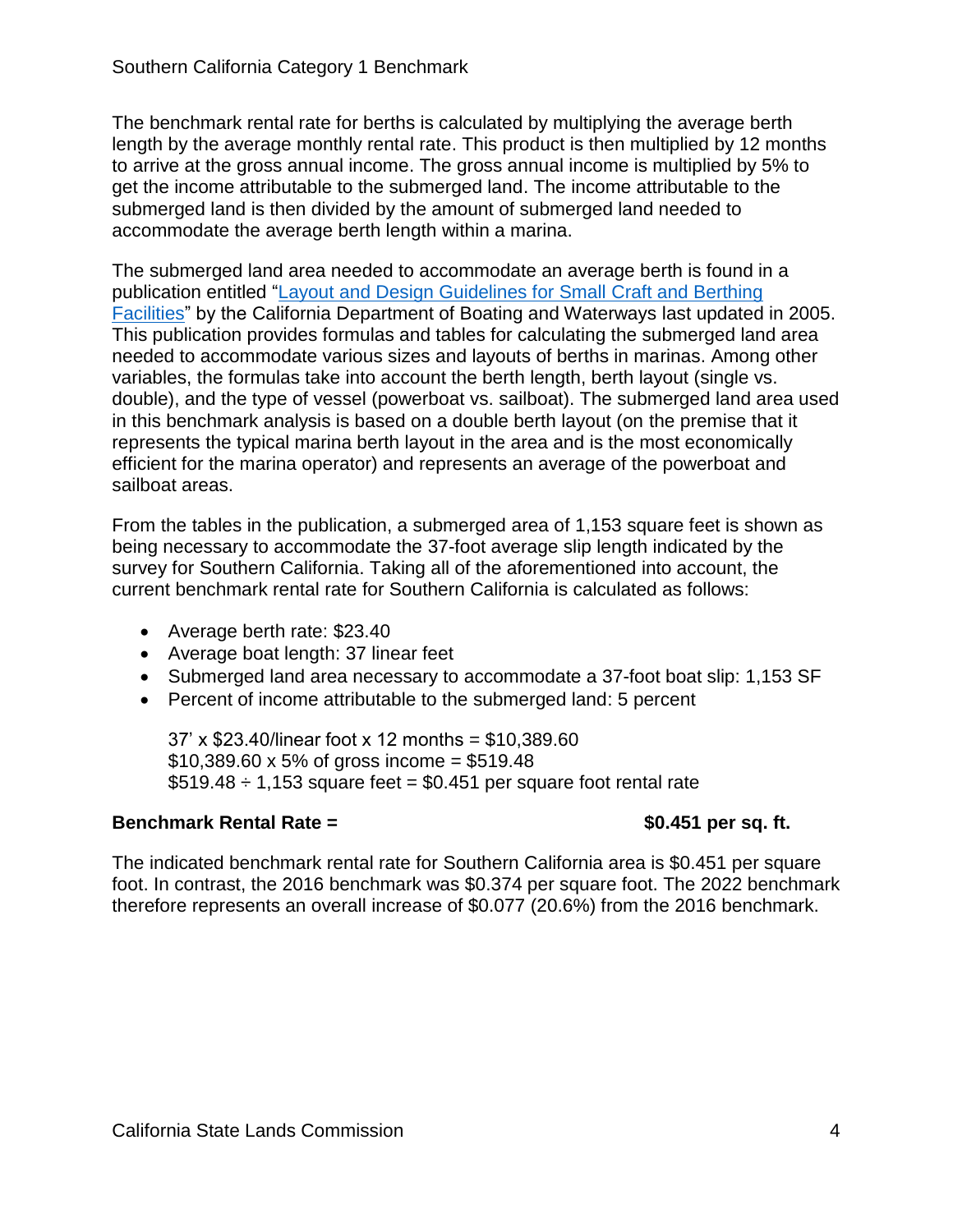## Southern California Category 1 Benchmark

The benchmark rental rate for berths is calculated by multiplying the average berth length by the average monthly rental rate. This product is then multiplied by 12 months to arrive at the gross annual income. The gross annual income is multiplied by 5% to get the income attributable to the submerged land. The income attributable to the submerged land is then divided by the amount of submerged land needed to accommodate the average berth length within a marina.

The submerged land area needed to accommodate an average berth is found in a publication entitled "Layout and Design Guidelines for Small Craft and Berthing Facilities" by the California Department of Boating and Waterways last updated in 2005. This publication provides formulas and tables for calculating the submerged land area needed to accommodate various sizes and layouts of berths in marinas. Among other variables, the formulas take into account the berth length, berth layout (single vs. double), and the type of vessel (powerboat vs. sailboat). The submerged land area used in this benchmark analysis is based on a double berth layout (on the premise that it represents the typical marina berth layout in the area and is the most economically efficient for the marina operator) and represents an average of the powerboat and sailboat areas.

From the tables in the publication, a submerged area of 1,153 square feet is shown as being necessary to accommodate the 37-foot average slip length indicated by the survey for Southern California. Taking all of the aforementioned into account, the current benchmark rental rate for Southern California is calculated as follows:

- Average berth rate: $23.40
- Average boat length: 37 linear feet
- Submerged land area necessary to accommodate a 37-foot boat slip: 1,153 SF
- Percent of income attributable to the submerged land: 5 percent

37' x $23.40/linear foot x 12 months = $10,389.60
$10,389.60 x 5% of gross income = $519.48
$519.48 ÷ 1,153 square feet = $0.451 per square foot rental rate

**Benchmark Rental Rate = $0.451 per sq. ft.**

The indicated benchmark rental rate for Southern California area is $0.451 per square foot. In contrast, the 2016 benchmark was $0.374 per square foot. The 2022 benchmark therefore represents an overall increase of $0.077 (20.6%) from the 2016 benchmark.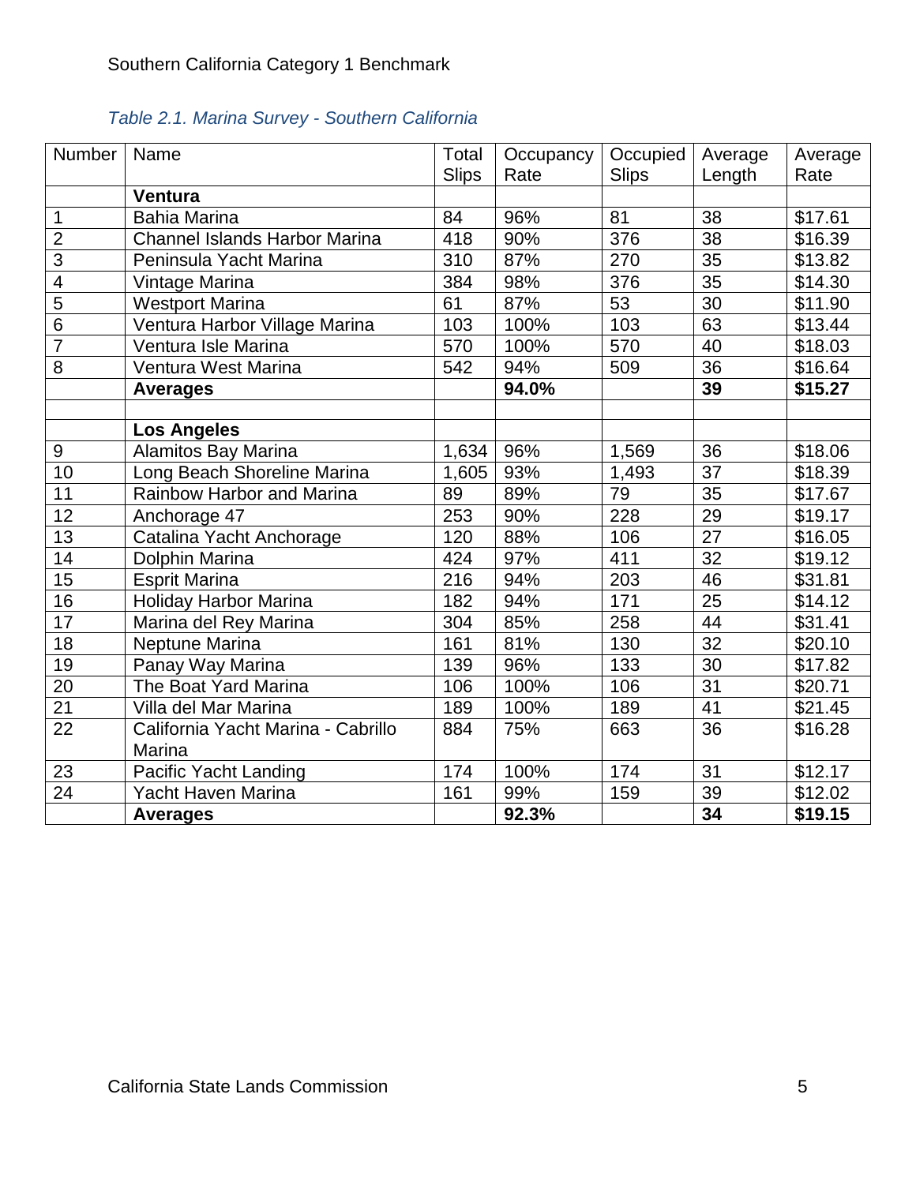Southern California Category 1 Benchmark

*Table 2.1. Marina Survey - Southern California*

| Number | Name | Total Slips | Occupancy Rate | Occupied Slips | Average Length | Average Rate |
|---|---|---|---|---|---|---|
| | **Ventura** | | | | | |
| 1 | Bahia Marina | 84 | 96% | 81 | 38 | $17.61 |
| 2 | Channel Islands Harbor Marina | 418 | 90% | 376 | 38 | $16.39 |
| 3 | Peninsula Yacht Marina | 310 | 87% | 270 | 35 | $13.82 |
| 4 | Vintage Marina | 384 | 98% | 376 | 35 | $14.30 |
| 5 | Westport Marina | 61 | 87% | 53 | 30 | $11.90 |
| 6 | Ventura Harbor Village Marina | 103 | 100% | 103 | 63 | $13.44 |
| 7 | Ventura Isle Marina | 570 | 100% | 570 | 40 | $18.03 |
| 8 | Ventura West Marina | 542 | 94% | 509 | 36 | $16.64 |
| | **Averages** | | **94.0%** | | **39** | **$15.27** |
| | | | | | | |
| | **Los Angeles** | | | | | |
| 9 | Alamitos Bay Marina | 1,634 | 96% | 1,569 | 36 | $18.06 |
| 10 | Long Beach Shoreline Marina | 1,605 | 93% | 1,493 | 37 | $18.39 |
| 11 | Rainbow Harbor and Marina | 89 | 89% | 79 | 35 | $17.67 |
| 12 | Anchorage 47 | 253 | 90% | 228 | 29 | $19.17 |
| 13 | Catalina Yacht Anchorage | 120 | 88% | 106 | 27 | $16.05 |
| 14 | Dolphin Marina | 424 | 97% | 411 | 32 | $19.12 |
| 15 | Esprit Marina | 216 | 94% | 203 | 46 | $31.81 |
| 16 | Holiday Harbor Marina | 182 | 94% | 171 | 25 | $14.12 |
| 17 | Marina del Rey Marina | 304 | 85% | 258 | 44 | $31.41 |
| 18 | Neptune Marina | 161 | 81% | 130 | 32 | $20.10 |
| 19 | Panay Way Marina | 139 | 96% | 133 | 30 | $17.82 |
| 20 | The Boat Yard Marina | 106 | 100% | 106 | 31 | $20.71 |
| 21 | Villa del Mar Marina | 189 | 100% | 189 | 41 | $21.45 |
| 22 | California Yacht Marina - Cabrillo Marina | 884 | 75% | 663 | 36 | $16.28 |
| 23 | Pacific Yacht Landing | 174 | 100% | 174 | 31 | $12.17 |
| 24 | Yacht Haven Marina | 161 | 99% | 159 | 39 | $12.02 |
| | **Averages** | | **92.3%** | | **34** | **$19.15** |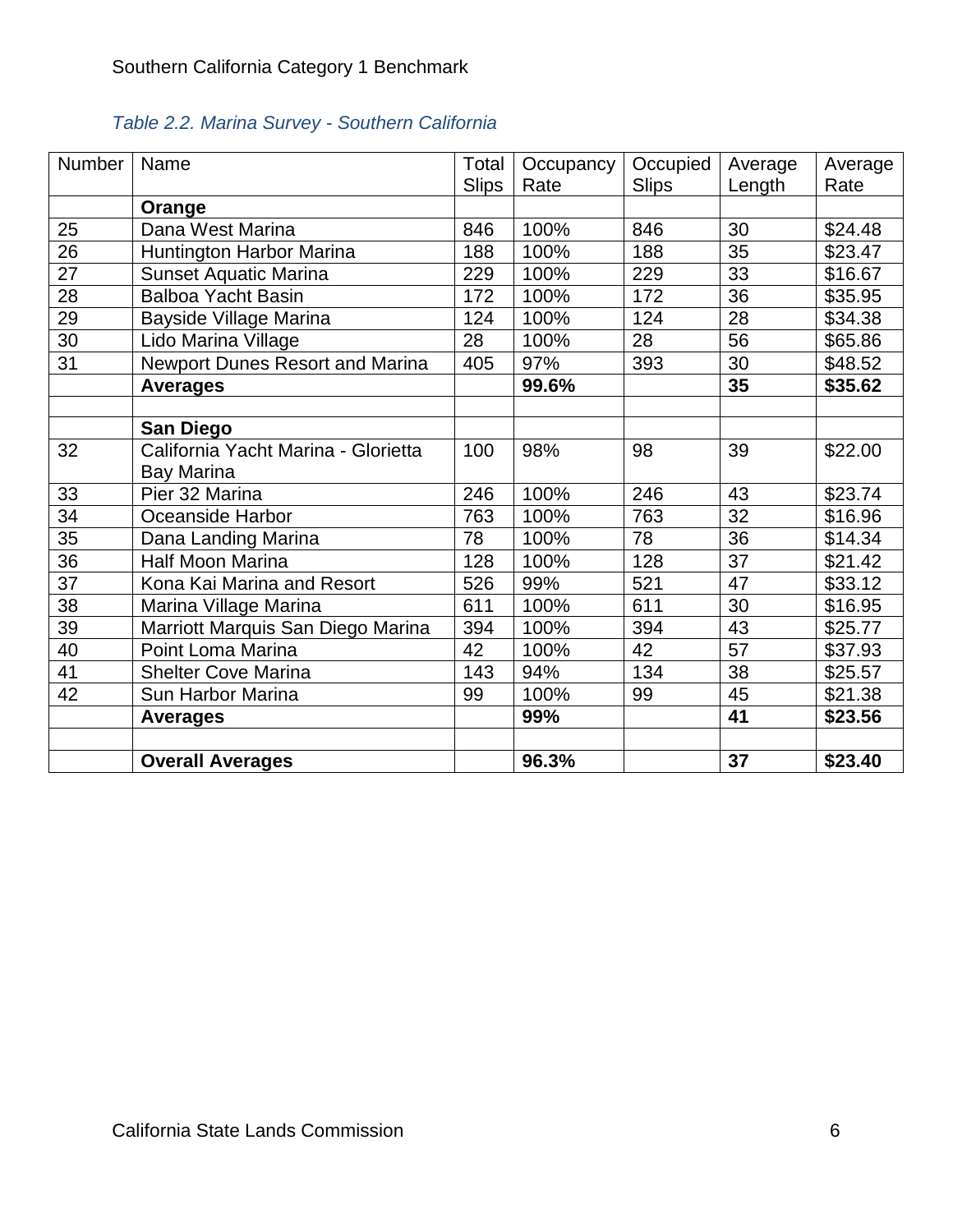Southern California Category 1 Benchmark

*Table 2.2. Marina Survey - Southern California*

| Number | Name | Total Slips | Occupancy Rate | Occupied Slips | Average Length | Average Rate |
|---|---|---|---|---|---|---|
| | **Orange** | | | | | |
| 25 | Dana West Marina | 846 | 100% | 846 | 30 | $24.48 |
| 26 | Huntington Harbor Marina | 188 | 100% | 188 | 35 | $23.47 |
| 27 | Sunset Aquatic Marina | 229 | 100% | 229 | 33 | $16.67 |
| 28 | Balboa Yacht Basin | 172 | 100% | 172 | 36 | $35.95 |
| 29 | Bayside Village Marina | 124 | 100% | 124 | 28 | $34.38 |
| 30 | Lido Marina Village | 28 | 100% | 28 | 56 | $65.86 |
| 31 | Newport Dunes Resort and Marina | 405 | 97% | 393 | 30 | $48.52 |
| | **Averages** | | **99.6%** | | **35** | **$35.62** |
| | | | | | | |
| | **San Diego** | | | | | |
| 32 | California Yacht Marina - Glorietta Bay Marina | 100 | 98% | 98 | 39 | $22.00 |
| 33 | Pier 32 Marina | 246 | 100% | 246 | 43 | $23.74 |
| 34 | Oceanside Harbor | 763 | 100% | 763 | 32 | $16.96 |
| 35 | Dana Landing Marina | 78 | 100% | 78 | 36 | $14.34 |
| 36 | Half Moon Marina | 128 | 100% | 128 | 37 | $21.42 |
| 37 | Kona Kai Marina and Resort | 526 | 99% | 521 | 47 | $33.12 |
| 38 | Marina Village Marina | 611 | 100% | 611 | 30 | $16.95 |
| 39 | Marriott Marquis San Diego Marina | 394 | 100% | 394 | 43 | $25.77 |
| 40 | Point Loma Marina | 42 | 100% | 42 | 57 | $37.93 |
| 41 | Shelter Cove Marina | 143 | 94% | 134 | 38 | $25.57 |
| 42 | Sun Harbor Marina | 99 | 100% | 99 | 45 | $21.38 |
| | **Averages** | | **99%** | | **41** | **$23.56** |
| | | | | | | |
| | **Overall Averages** | | **96.3%** | | **37** | **$23.40** |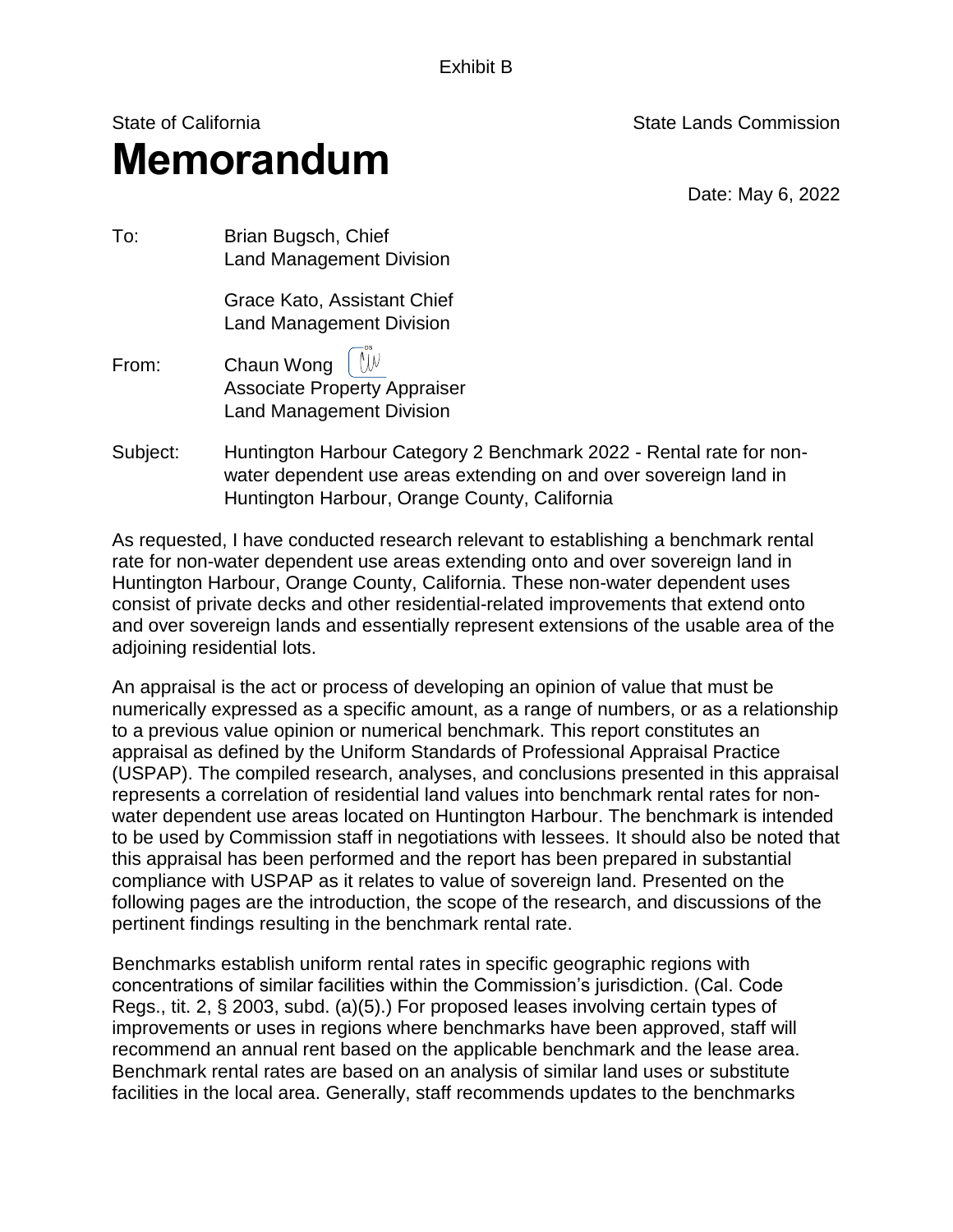Exhibit B

State of California                                                                                     State Lands Commission

# Memorandum

Date: May 6, 2022

To: Brian Bugsch, Chief
Land Management Division

Grace Kato, Assistant Chief
Land Management Division

From: Chaun Wong
Associate Property Appraiser
Land Management Division

Subject: Huntington Harbour Category 2 Benchmark 2022 - Rental rate for non-water dependent use areas extending on and over sovereign land in Huntington Harbour, Orange County, California

As requested, I have conducted research relevant to establishing a benchmark rental rate for non-water dependent use areas extending onto and over sovereign land in Huntington Harbour, Orange County, California. These non-water dependent uses consist of private decks and other residential-related improvements that extend onto and over sovereign lands and essentially represent extensions of the usable area of the adjoining residential lots.

An appraisal is the act or process of developing an opinion of value that must be numerically expressed as a specific amount, as a range of numbers, or as a relationship to a previous value opinion or numerical benchmark. This report constitutes an appraisal as defined by the Uniform Standards of Professional Appraisal Practice (USPAP). The compiled research, analyses, and conclusions presented in this appraisal represents a correlation of residential land values into benchmark rental rates for non-water dependent use areas located on Huntington Harbour. The benchmark is intended to be used by Commission staff in negotiations with lessees. It should also be noted that this appraisal has been performed and the report has been prepared in substantial compliance with USPAP as it relates to value of sovereign land. Presented on the following pages are the introduction, the scope of the research, and discussions of the pertinent findings resulting in the benchmark rental rate.

Benchmarks establish uniform rental rates in specific geographic regions with concentrations of similar facilities within the Commission's jurisdiction. (Cal. Code Regs., tit. 2, § 2003, subd. (a)(5).) For proposed leases involving certain types of improvements or uses in regions where benchmarks have been approved, staff will recommend an annual rent based on the applicable benchmark and the lease area. Benchmark rental rates are based on an analysis of similar land uses or substitute facilities in the local area. Generally, staff recommends updates to the benchmarks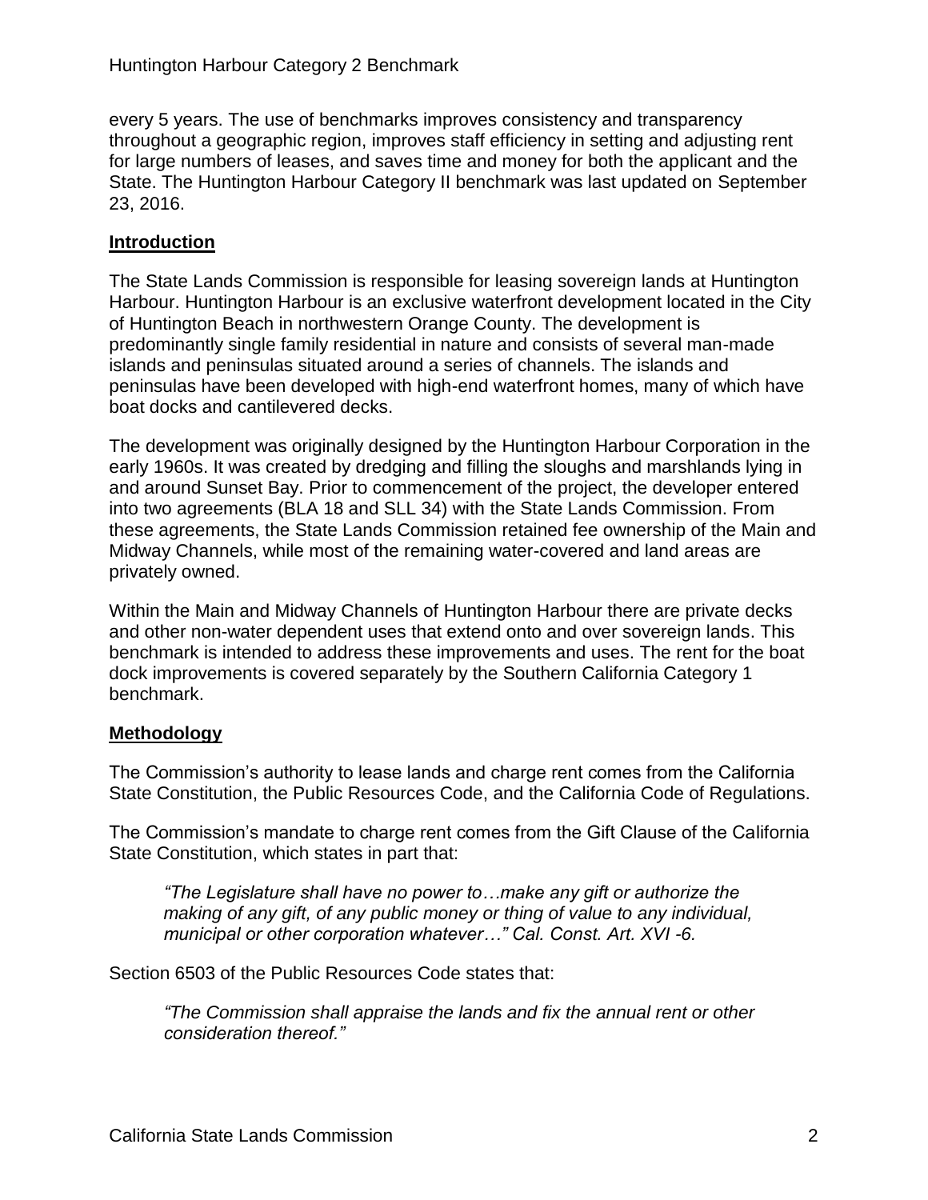every 5 years. The use of benchmarks improves consistency and transparency throughout a geographic region, improves staff efficiency in setting and adjusting rent for large numbers of leases, and saves time and money for both the applicant and the State. The Huntington Harbour Category II benchmark was last updated on September 23, 2016.

## Introduction

The State Lands Commission is responsible for leasing sovereign lands at Huntington Harbour. Huntington Harbour is an exclusive waterfront development located in the City of Huntington Beach in northwestern Orange County. The development is predominantly single family residential in nature and consists of several man-made islands and peninsulas situated around a series of channels. The islands and peninsulas have been developed with high-end waterfront homes, many of which have boat docks and cantilevered decks.

The development was originally designed by the Huntington Harbour Corporation in the early 1960s. It was created by dredging and filling the sloughs and marshlands lying in and around Sunset Bay. Prior to commencement of the project, the developer entered into two agreements (BLA 18 and SLL 34) with the State Lands Commission. From these agreements, the State Lands Commission retained fee ownership of the Main and Midway Channels, while most of the remaining water-covered and land areas are privately owned.

Within the Main and Midway Channels of Huntington Harbour there are private decks and other non-water dependent uses that extend onto and over sovereign lands. This benchmark is intended to address these improvements and uses. The rent for the boat dock improvements is covered separately by the Southern California Category 1 benchmark.

## Methodology

The Commission's authority to lease lands and charge rent comes from the California State Constitution, the Public Resources Code, and the California Code of Regulations.

The Commission's mandate to charge rent comes from the Gift Clause of the California State Constitution, which states in part that:

> *"The Legislature shall have no power to…make any gift or authorize the making of any gift, of any public money or thing of value to any individual, municipal or other corporation whatever…" Cal. Const. Art. XVI -6.*

Section 6503 of the Public Resources Code states that:

> *"The Commission shall appraise the lands and fix the annual rent or other consideration thereof."*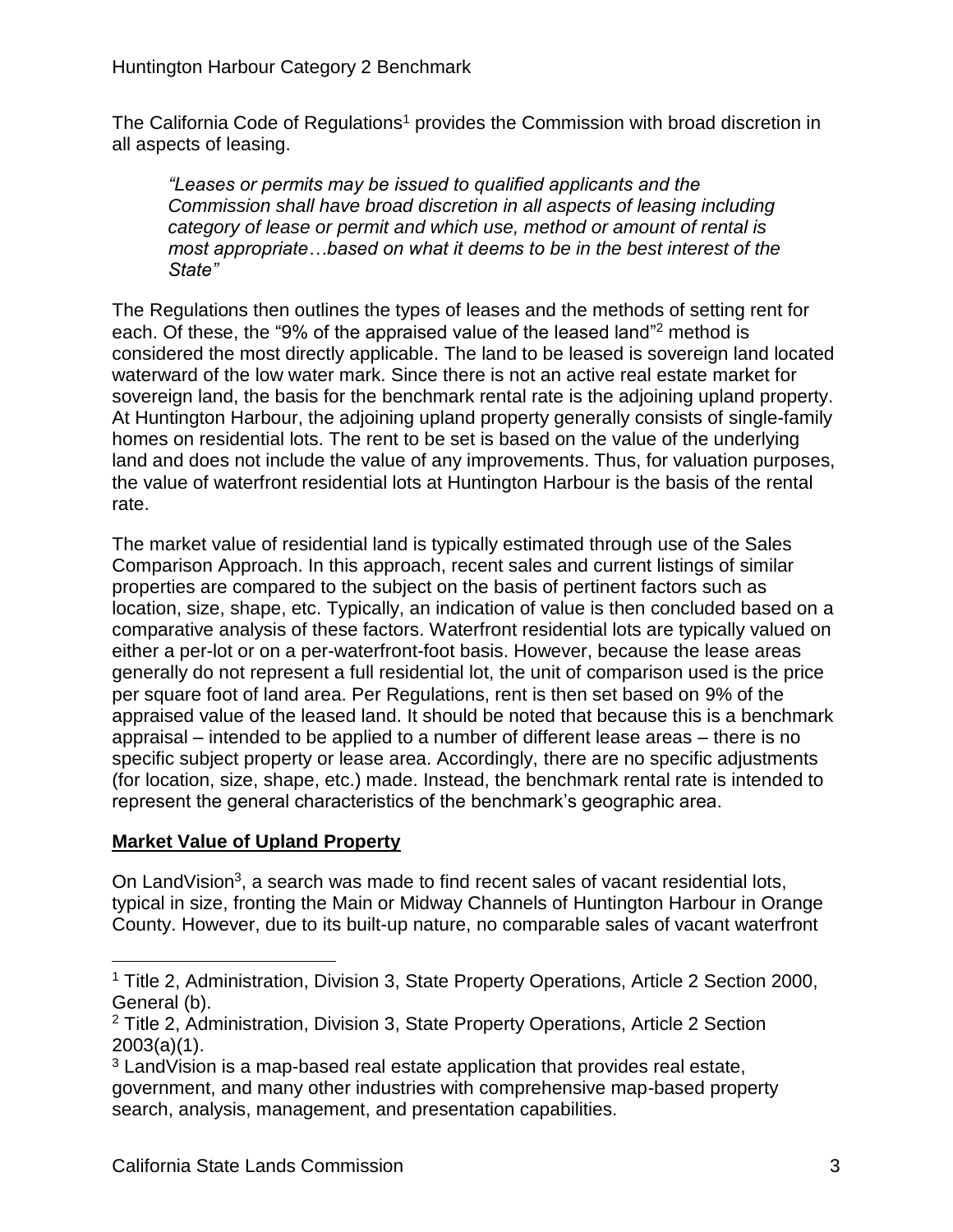The California Code of Regulations[1] provides the Commission with broad discretion in all aspects of leasing.

> *"Leases or permits may be issued to qualified applicants and the Commission shall have broad discretion in all aspects of leasing including category of lease or permit and which use, method or amount of rental is most appropriate…based on what it deems to be in the best interest of the State"*

The Regulations then outlines the types of leases and the methods of setting rent for each. Of these, the "9% of the appraised value of the leased land"[2] method is considered the most directly applicable. The land to be leased is sovereign land located waterward of the low water mark. Since there is not an active real estate market for sovereign land, the basis for the benchmark rental rate is the adjoining upland property. At Huntington Harbour, the adjoining upland property generally consists of single-family homes on residential lots. The rent to be set is based on the value of the underlying land and does not include the value of any improvements. Thus, for valuation purposes, the value of waterfront residential lots at Huntington Harbour is the basis of the rental rate.

The market value of residential land is typically estimated through use of the Sales Comparison Approach. In this approach, recent sales and current listings of similar properties are compared to the subject on the basis of pertinent factors such as location, size, shape, etc. Typically, an indication of value is then concluded based on a comparative analysis of these factors. Waterfront residential lots are typically valued on either a per-lot or on a per-waterfront-foot basis. However, because the lease areas generally do not represent a full residential lot, the unit of comparison used is the price per square foot of land area. Per Regulations, rent is then set based on 9% of the appraised value of the leased land. It should be noted that because this is a benchmark appraisal – intended to be applied to a number of different lease areas – there is no specific subject property or lease area. Accordingly, there are no specific adjustments (for location, size, shape, etc.) made. Instead, the benchmark rental rate is intended to represent the general characteristics of the benchmark's geographic area.

**Market Value of Upland Property**

On LandVision[3], a search was made to find recent sales of vacant residential lots, typical in size, fronting the Main or Midway Channels of Huntington Harbour in Orange County. However, due to its built-up nature, no comparable sales of vacant waterfront

---

[1] Title 2, Administration, Division 3, State Property Operations, Article 2 Section 2000, General (b).

[2] Title 2, Administration, Division 3, State Property Operations, Article 2 Section 2003(a)(1).

[3] LandVision is a map-based real estate application that provides real estate, government, and many other industries with comprehensive map-based property search, analysis, management, and presentation capabilities.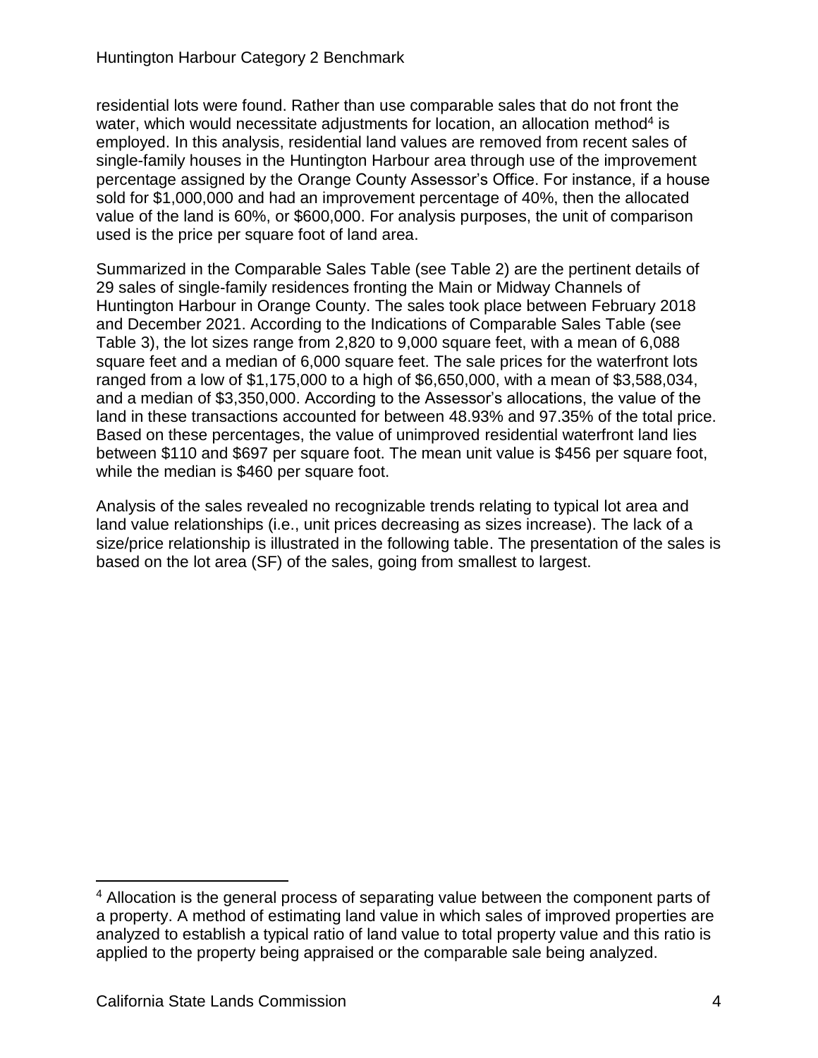residential lots were found. Rather than use comparable sales that do not front the water, which would necessitate adjustments for location, an allocation method[4] is employed. In this analysis, residential land values are removed from recent sales of single-family houses in the Huntington Harbour area through use of the improvement percentage assigned by the Orange County Assessor's Office. For instance, if a house sold for $1,000,000 and had an improvement percentage of 40%, then the allocated value of the land is 60%, or $600,000. For analysis purposes, the unit of comparison used is the price per square foot of land area.

Summarized in the Comparable Sales Table (see Table 2) are the pertinent details of 29 sales of single-family residences fronting the Main or Midway Channels of Huntington Harbour in Orange County. The sales took place between February 2018 and December 2021. According to the Indications of Comparable Sales Table (see Table 3), the lot sizes range from 2,820 to 9,000 square feet, with a mean of 6,088 square feet and a median of 6,000 square feet. The sale prices for the waterfront lots ranged from a low of $1,175,000 to a high of $6,650,000, with a mean of $3,588,034, and a median of $3,350,000. According to the Assessor's allocations, the value of the land in these transactions accounted for between 48.93% and 97.35% of the total price. Based on these percentages, the value of unimproved residential waterfront land lies between $110 and $697 per square foot. The mean unit value is $456 per square foot, while the median is $460 per square foot.

Analysis of the sales revealed no recognizable trends relating to typical lot area and land value relationships (i.e., unit prices decreasing as sizes increase). The lack of a size/price relationship is illustrated in the following table. The presentation of the sales is based on the lot area (SF) of the sales, going from smallest to largest.

[4] Allocation is the general process of separating value between the component parts of a property. A method of estimating land value in which sales of improved properties are analyzed to establish a typical ratio of land value to total property value and this ratio is applied to the property being appraised or the comparable sale being analyzed.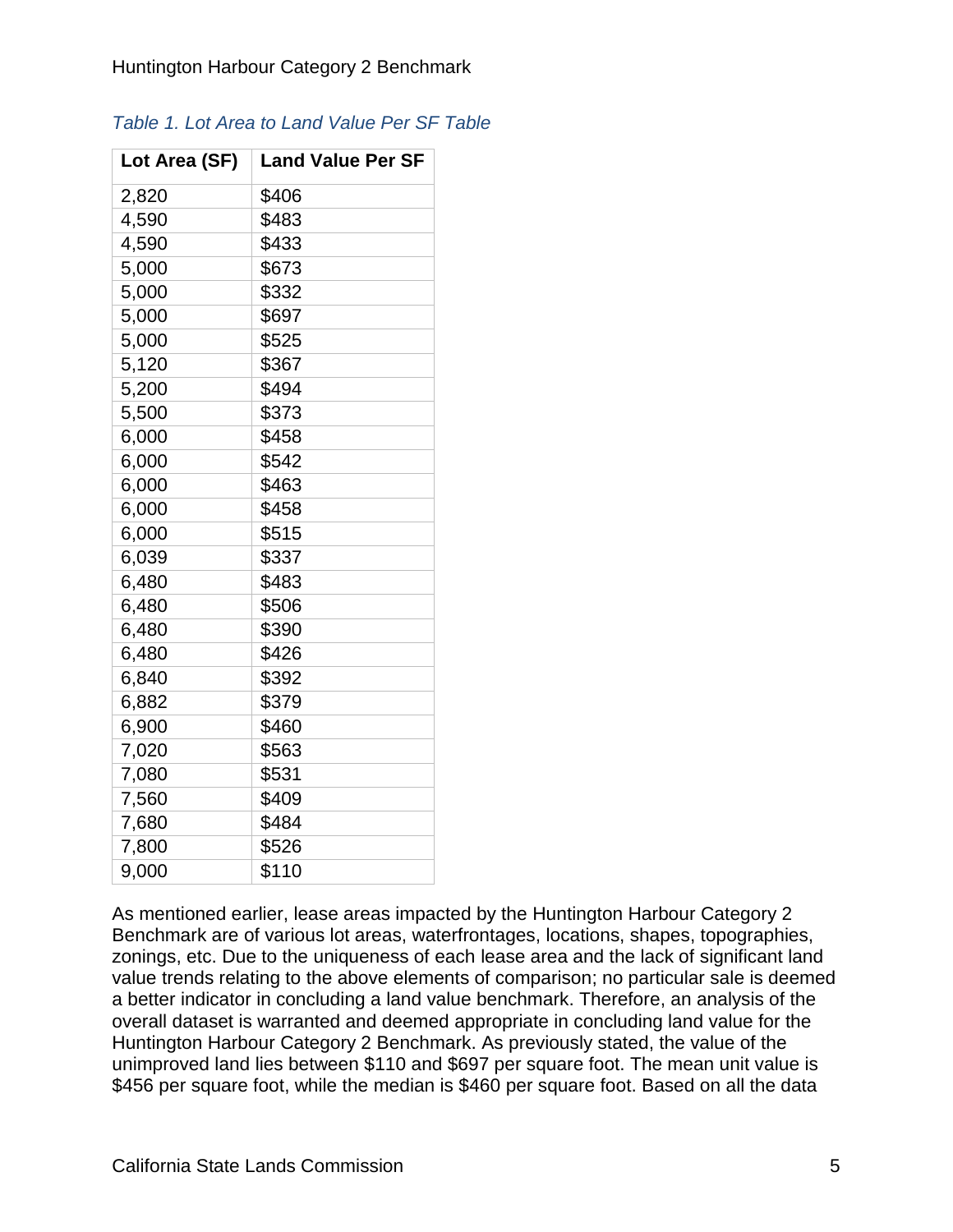*Table 1. Lot Area to Land Value Per SF Table*

| Lot Area (SF) | Land Value Per SF |
| --- | --- |
| 2,820 | $406 |
| 4,590 | $483 |
| 4,590 | $433 |
| 5,000 | $673 |
| 5,000 | $332 |
| 5,000 | $697 |
| 5,000 | $525 |
| 5,120 | $367 |
| 5,200 | $494 |
| 5,500 | $373 |
| 6,000 | $458 |
| 6,000 | $542 |
| 6,000 | $463 |
| 6,000 | $458 |
| 6,000 | $515 |
| 6,039 | $337 |
| 6,480 | $483 |
| 6,480 | $506 |
| 6,480 | $390 |
| 6,480 | $426 |
| 6,840 | $392 |
| 6,882 | $379 |
| 6,900 | $460 |
| 7,020 | $563 |
| 7,080 | $531 |
| 7,560 | $409 |
| 7,680 | $484 |
| 7,800 | $526 |
| 9,000 | $110 |

As mentioned earlier, lease areas impacted by the Huntington Harbour Category 2 Benchmark are of various lot areas, waterfrontages, locations, shapes, topographies, zonings, etc. Due to the uniqueness of each lease area and the lack of significant land value trends relating to the above elements of comparison; no particular sale is deemed a better indicator in concluding a land value benchmark. Therefore, an analysis of the overall dataset is warranted and deemed appropriate in concluding land value for the Huntington Harbour Category 2 Benchmark. As previously stated, the value of the unimproved land lies between $110 and $697 per square foot. The mean unit value is $456 per square foot, while the median is $460 per square foot. Based on all the data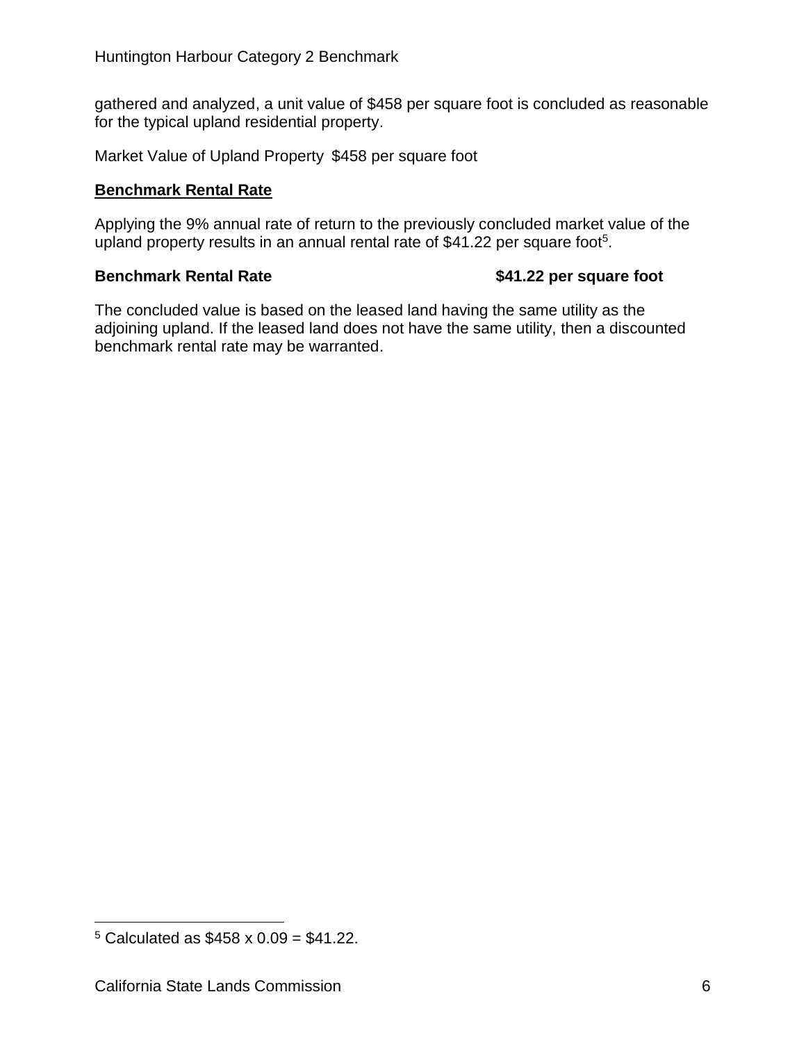gathered and analyzed, a unit value of $458 per square foot is concluded as reasonable for the typical upland residential property.

Market Value of Upland Property $458 per square foot

**Benchmark Rental Rate**

Applying the 9% annual rate of return to the previously concluded market value of the upland property results in an annual rental rate of $41.22 per square foot[5].

**Benchmark Rental Rate $41.22 per square foot**

The concluded value is based on the leased land having the same utility as the adjoining upland. If the leased land does not have the same utility, then a discounted benchmark rental rate may be warranted.

[5] Calculated as $458 x 0.09 = $41.22.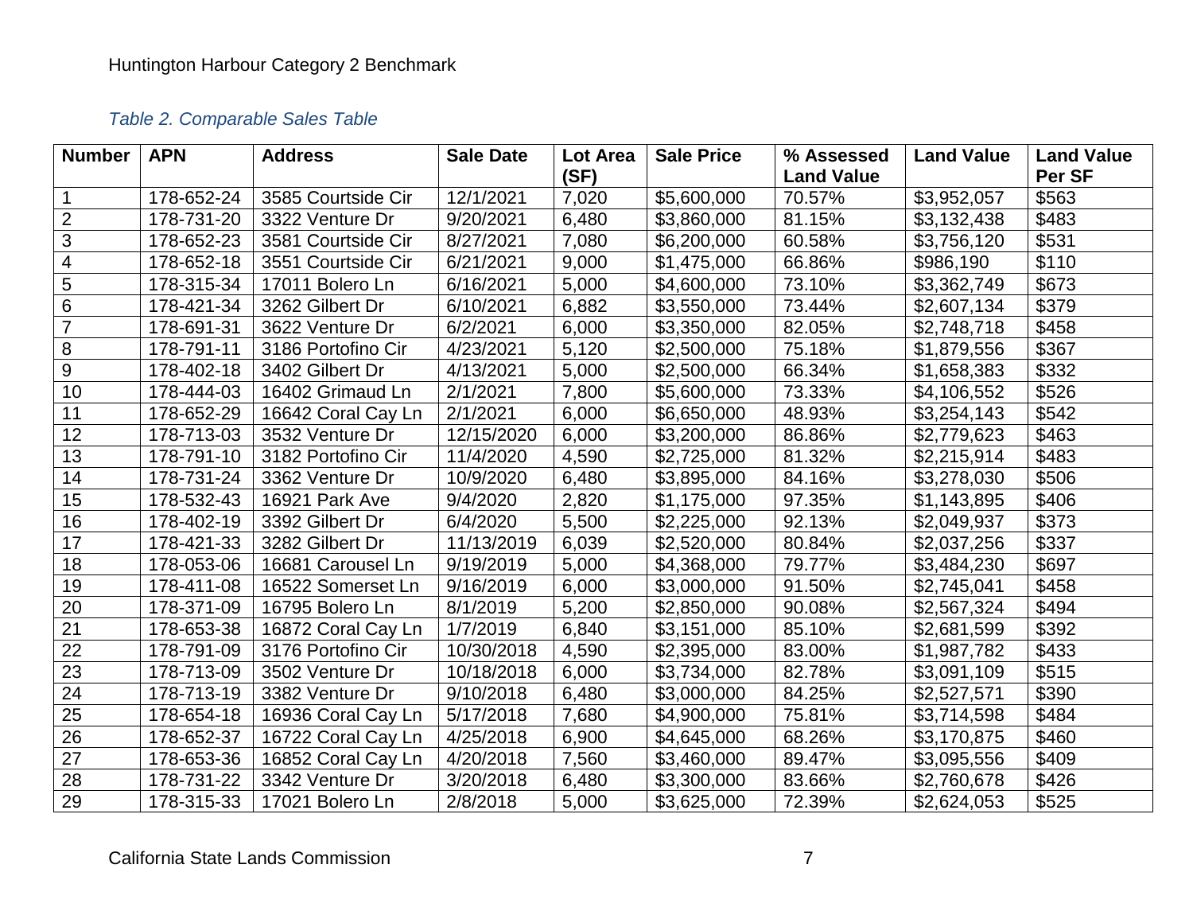*Table 2. Comparable Sales Table*

| Number | APN | Address | Sale Date | Lot Area (SF) | Sale Price | % Assessed Land Value | Land Value | Land Value Per SF |
|---|---|---|---|---|---|---|---|---|
| 1 | 178-652-24 | 3585 Courtside Cir | 12/1/2021 | 7,020 | $5,600,000 | 70.57% | $3,952,057 | $563 |
| 2 | 178-731-20 | 3322 Venture Dr | 9/20/2021 | 6,480 | $3,860,000 | 81.15% | $3,132,438 | $483 |
| 3 | 178-652-23 | 3581 Courtside Cir | 8/27/2021 | 7,080 | $6,200,000 | 60.58% | $3,756,120 | $531 |
| 4 | 178-652-18 | 3551 Courtside Cir | 6/21/2021 | 9,000 | $1,475,000 | 66.86% | $986,190 | $110 |
| 5 | 178-315-34 | 17011 Bolero Ln | 6/16/2021 | 5,000 | $4,600,000 | 73.10% | $3,362,749 | $673 |
| 6 | 178-421-34 | 3262 Gilbert Dr | 6/10/2021 | 6,882 | $3,550,000 | 73.44% | $2,607,134 | $379 |
| 7 | 178-691-31 | 3622 Venture Dr | 6/2/2021 | 6,000 | $3,350,000 | 82.05% | $2,748,718 | $458 |
| 8 | 178-791-11 | 3186 Portofino Cir | 4/23/2021 | 5,120 | $2,500,000 | 75.18% | $1,879,556 | $367 |
| 9 | 178-402-18 | 3402 Gilbert Dr | 4/13/2021 | 5,000 | $2,500,000 | 66.34% | $1,658,383 | $332 |
| 10 | 178-444-03 | 16402 Grimaud Ln | 2/1/2021 | 7,800 | $5,600,000 | 73.33% | $4,106,552 | $526 |
| 11 | 178-652-29 | 16642 Coral Cay Ln | 2/1/2021 | 6,000 | $6,650,000 | 48.93% | $3,254,143 | $542 |
| 12 | 178-713-03 | 3532 Venture Dr | 12/15/2020 | 6,000 | $3,200,000 | 86.86% | $2,779,623 | $463 |
| 13 | 178-791-10 | 3182 Portofino Cir | 11/4/2020 | 4,590 | $2,725,000 | 81.32% | $2,215,914 | $483 |
| 14 | 178-731-24 | 3362 Venture Dr | 10/9/2020 | 6,480 | $3,895,000 | 84.16% | $3,278,030 | $506 |
| 15 | 178-532-43 | 16921 Park Ave | 9/4/2020 | 2,820 | $1,175,000 | 97.35% | $1,143,895 | $406 |
| 16 | 178-402-19 | 3392 Gilbert Dr | 6/4/2020 | 5,500 | $2,225,000 | 92.13% | $2,049,937 | $373 |
| 17 | 178-421-33 | 3282 Gilbert Dr | 11/13/2019 | 6,039 | $2,520,000 | 80.84% | $2,037,256 | $337 |
| 18 | 178-053-06 | 16681 Carousel Ln | 9/19/2019 | 5,000 | $4,368,000 | 79.77% | $3,484,230 | $697 |
| 19 | 178-411-08 | 16522 Somerset Ln | 9/16/2019 | 6,000 | $3,000,000 | 91.50% | $2,745,041 | $458 |
| 20 | 178-371-09 | 16795 Bolero Ln | 8/1/2019 | 5,200 | $2,850,000 | 90.08% | $2,567,324 | $494 |
| 21 | 178-653-38 | 16872 Coral Cay Ln | 1/7/2019 | 6,840 | $3,151,000 | 85.10% | $2,681,599 | $392 |
| 22 | 178-791-09 | 3176 Portofino Cir | 10/30/2018 | 4,590 | $2,395,000 | 83.00% | $1,987,782 | $433 |
| 23 | 178-713-09 | 3502 Venture Dr | 10/18/2018 | 6,000 | $3,734,000 | 82.78% | $3,091,109 | $515 |
| 24 | 178-713-19 | 3382 Venture Dr | 9/10/2018 | 6,480 | $3,000,000 | 84.25% | $2,527,571 | $390 |
| 25 | 178-654-18 | 16936 Coral Cay Ln | 5/17/2018 | 7,680 | $4,900,000 | 75.81% | $3,714,598 | $484 |
| 26 | 178-652-37 | 16722 Coral Cay Ln | 4/25/2018 | 6,900 | $4,645,000 | 68.26% | $3,170,875 | $460 |
| 27 | 178-653-36 | 16852 Coral Cay Ln | 4/20/2018 | 7,560 | $3,460,000 | 89.47% | $3,095,556 | $409 |
| 28 | 178-731-22 | 3342 Venture Dr | 3/20/2018 | 6,480 | $3,300,000 | 83.66% | $2,760,678 | $426 |
| 29 | 178-315-33 | 17021 Bolero Ln | 2/8/2018 | 5,000 | $3,625,000 | 72.39% | $2,624,053 | $525 |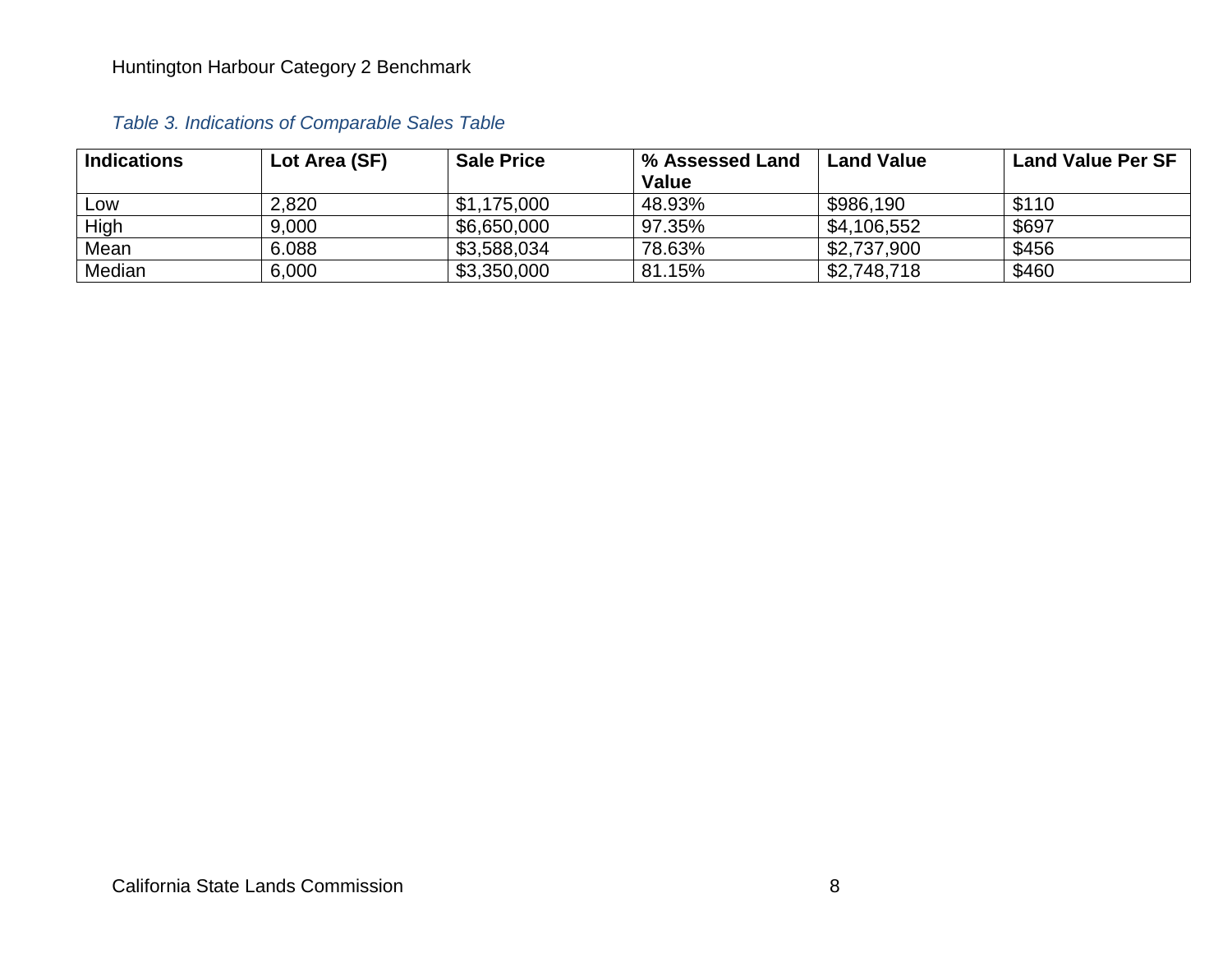*Table 3. Indications of Comparable Sales Table*

| Indications | Lot Area (SF) | Sale Price | % Assessed Land Value | Land Value | Land Value Per SF |
|---|---|---|---|---|---|
| Low | 2,820 | $1,175,000 | 48.93% | $986,190 | $110 |
| High | 9,000 | $6,650,000 | 97.35% | $4,106,552 | $697 |
| Mean | 6.088 | $3,588,034 | 78.63% | $2,737,900 | $456 |
| Median | 6,000 | $3,350,000 | 81.15% | $2,748,718 | $460 |